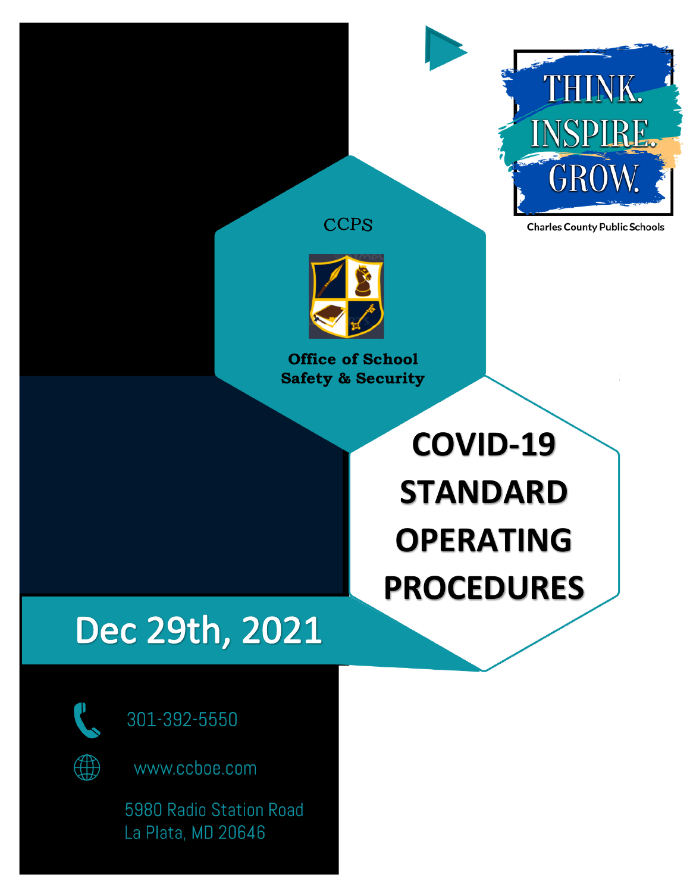THINK. INSPIRE. GROW.

Charles County Public Schools

CCPS

Office of School Safety & Security

# COVID-19 STANDARD OPERATING PROCEDURES

## Dec 29th, 2021

301-392-5550

www.ccboe.com

5980 Radio Station Road
La Plata, MD 20646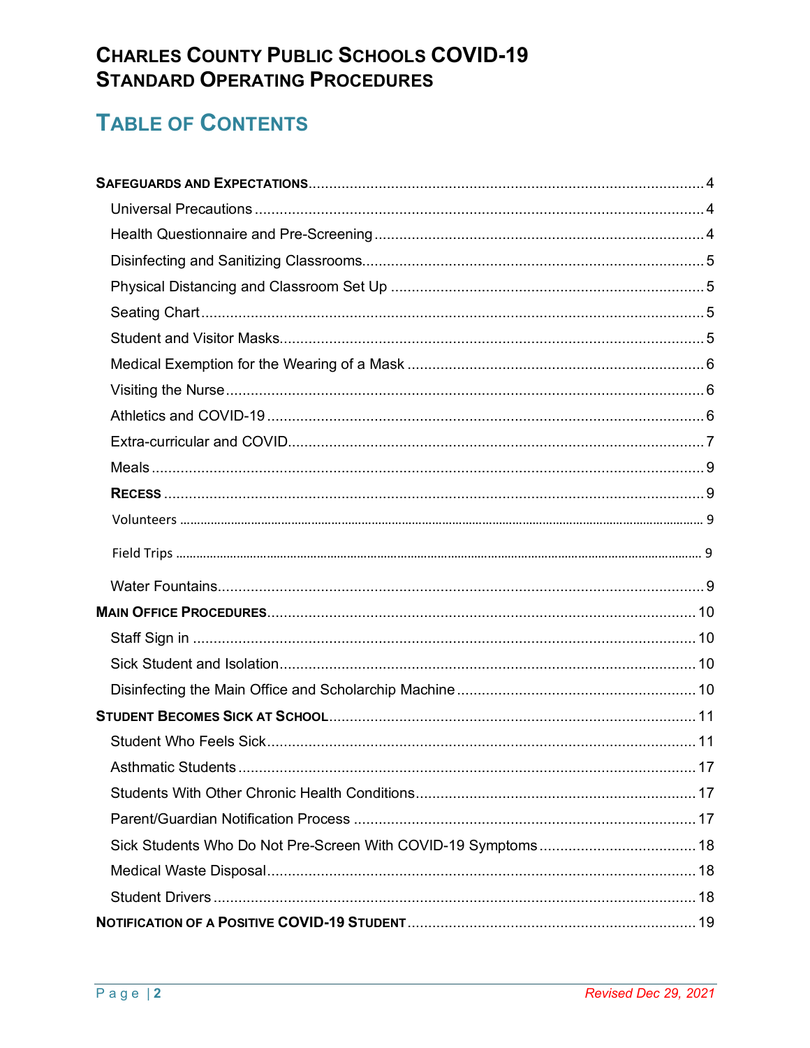# CHARLES COUNTY PUBLIC SCHOOLS COVID-19 STANDARD OPERATING PROCEDURES

## TABLE OF CONTENTS

**SAFEGUARDS AND EXPECTATIONS** ..... 4
- Universal Precautions ..... 4
- Health Questionnaire and Pre-Screening ..... 4
- Disinfecting and Sanitizing Classrooms ..... 5
- Physical Distancing and Classroom Set Up ..... 5
- Seating Chart ..... 5
- Student and Visitor Masks ..... 5
- Medical Exemption for the Wearing of a Mask ..... 6
- Visiting the Nurse ..... 6
- Athletics and COVID-19 ..... 6
- Extra-curricular and COVID ..... 7
- Meals ..... 9
- **RECESS** ..... 9
- Volunteers ..... 9
- Field Trips ..... 9
- Water Fountains ..... 9

**MAIN OFFICE PROCEDURES** ..... 10
- Staff Sign in ..... 10
- Sick Student and Isolation ..... 10
- Disinfecting the Main Office and Scholarchip Machine ..... 10

**STUDENT BECOMES SICK AT SCHOOL** ..... 11
- Student Who Feels Sick ..... 11
- Asthmatic Students ..... 17
- Students With Other Chronic Health Conditions ..... 17
- Parent/Guardian Notification Process ..... 17
- Sick Students Who Do Not Pre-Screen With COVID-19 Symptoms ..... 18
- Medical Waste Disposal ..... 18
- Student Drivers ..... 18

**NOTIFICATION OF A POSITIVE COVID-19 STUDENT** ..... 19

*Revised Dec 29, 2021*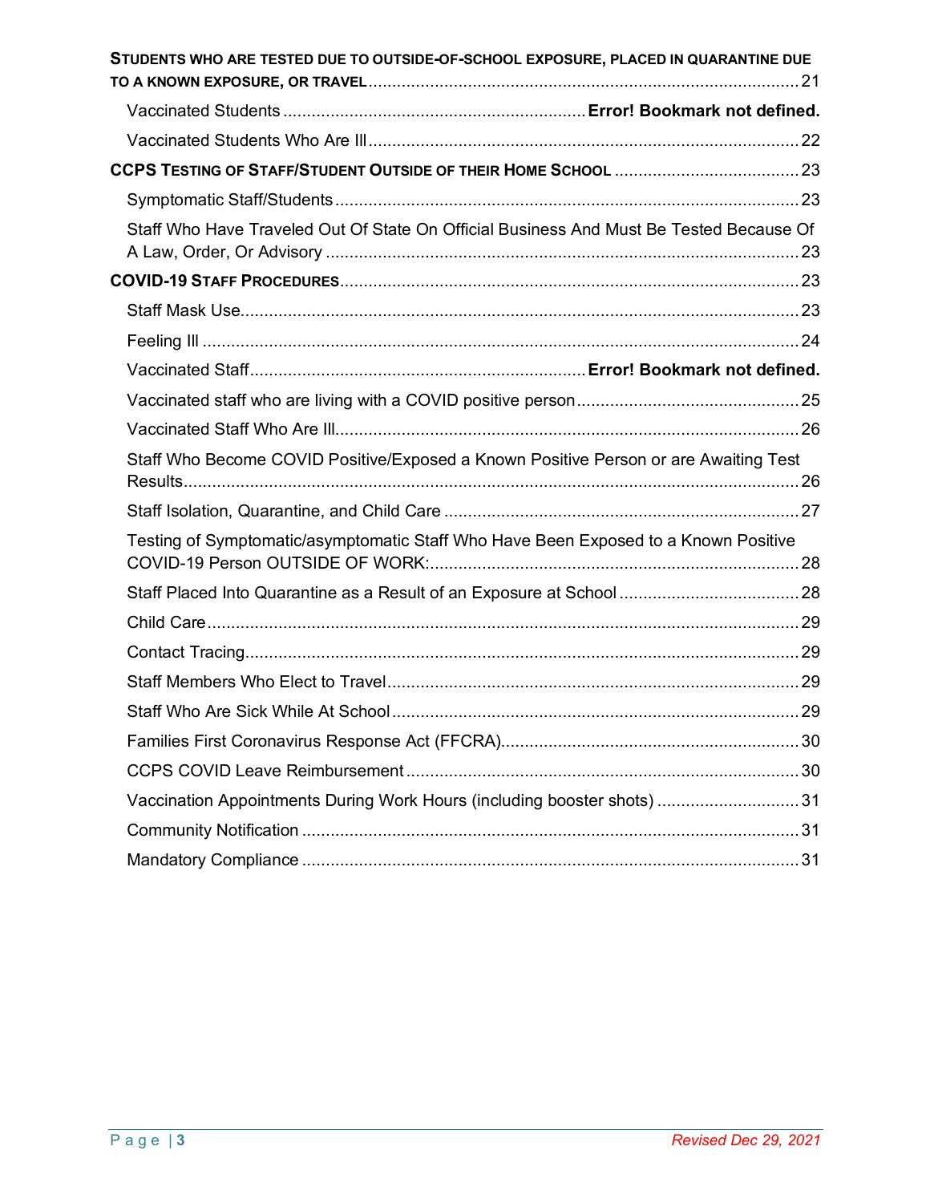STUDENTS WHO ARE TESTED DUE TO OUTSIDE-OF-SCHOOL EXPOSURE, PLACED IN QUARANTINE DUE TO A KNOWN EXPOSURE, OR TRAVEL ........ 21

- Vaccinated Students ........ **Error! Bookmark not defined.**
- Vaccinated Students Who Are Ill ........ 22

**CCPS TESTING OF STAFF/STUDENT OUTSIDE OF THEIR HOME SCHOOL** ........ 23

- Symptomatic Staff/Students ........ 23
- Staff Who Have Traveled Out Of State On Official Business And Must Be Tested Because Of A Law, Order, Or Advisory ........ 23

**COVID-19 STAFF PROCEDURES** ........ 23

- Staff Mask Use ........ 23
- Feeling Ill ........ 24
- Vaccinated Staff ........ **Error! Bookmark not defined.**
- Vaccinated staff who are living with a COVID positive person ........ 25
- Vaccinated Staff Who Are Ill ........ 26
- Staff Who Become COVID Positive/Exposed a Known Positive Person or are Awaiting Test Results ........ 26
- Staff Isolation, Quarantine, and Child Care ........ 27
- Testing of Symptomatic/asymptomatic Staff Who Have Been Exposed to a Known Positive COVID-19 Person OUTSIDE OF WORK: ........ 28
- Staff Placed Into Quarantine as a Result of an Exposure at School ........ 28
- Child Care ........ 29
- Contact Tracing ........ 29
- Staff Members Who Elect to Travel ........ 29
- Staff Who Are Sick While At School ........ 29
- Families First Coronavirus Response Act (FFCRA) ........ 30
- CCPS COVID Leave Reimbursement ........ 30
- Vaccination Appointments During Work Hours (including booster shots) ........ 31
- Community Notification ........ 31
- Mandatory Compliance ........ 31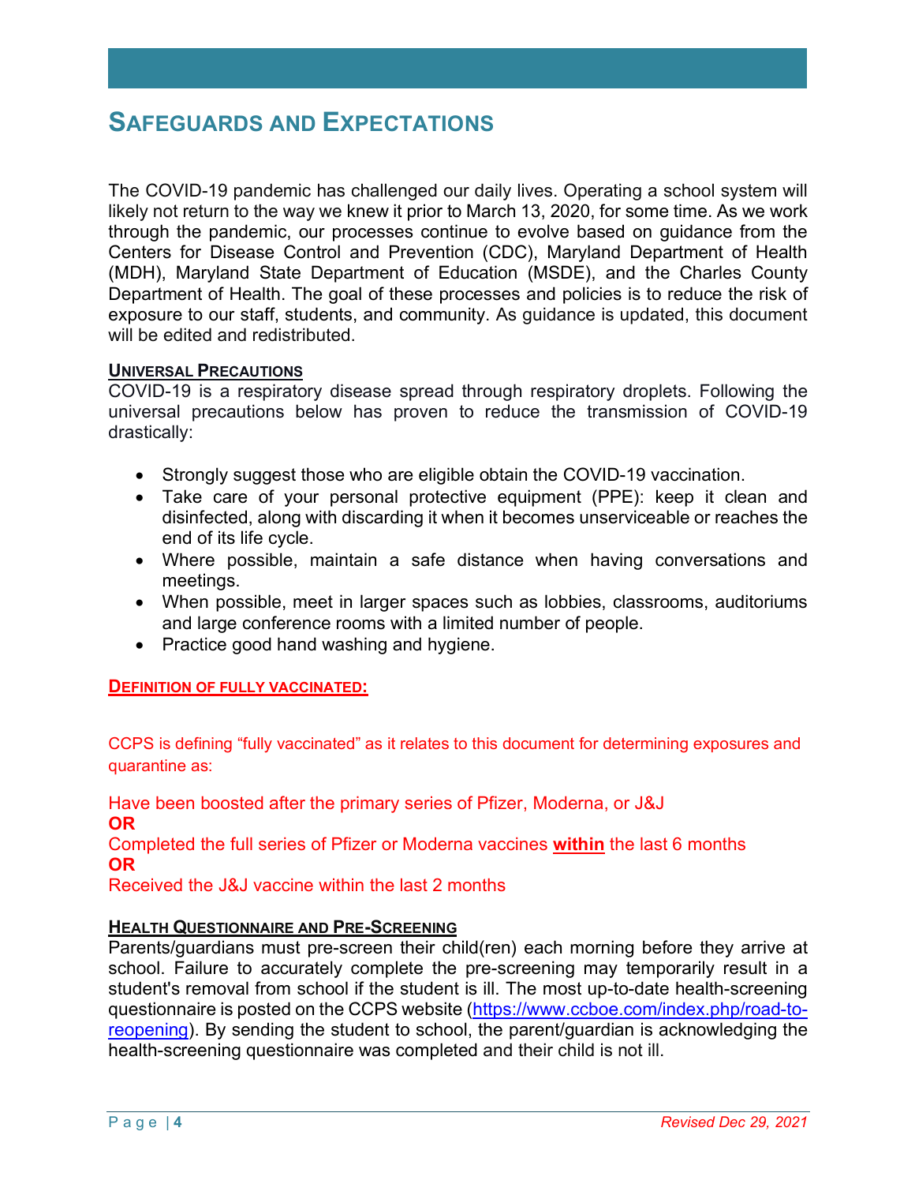## Safeguards and Expectations

The COVID-19 pandemic has challenged our daily lives. Operating a school system will likely not return to the way we knew it prior to March 13, 2020, for some time. As we work through the pandemic, our processes continue to evolve based on guidance from the Centers for Disease Control and Prevention (CDC), Maryland Department of Health (MDH), Maryland State Department of Education (MSDE), and the Charles County Department of Health. The goal of these processes and policies is to reduce the risk of exposure to our staff, students, and community. As guidance is updated, this document will be edited and redistributed.

### Universal Precautions

COVID-19 is a respiratory disease spread through respiratory droplets. Following the universal precautions below has proven to reduce the transmission of COVID-19 drastically:

- Strongly suggest those who are eligible obtain the COVID-19 vaccination.
- Take care of your personal protective equipment (PPE): keep it clean and disinfected, along with discarding it when it becomes unserviceable or reaches the end of its life cycle.
- Where possible, maintain a safe distance when having conversations and meetings.
- When possible, meet in larger spaces such as lobbies, classrooms, auditoriums and large conference rooms with a limited number of people.
- Practice good hand washing and hygiene.

### Definition of fully vaccinated:

CCPS is defining "fully vaccinated" as it relates to this document for determining exposures and quarantine as:

Have been boosted after the primary series of Pfizer, Moderna, or J&J
**OR**
Completed the full series of Pfizer or Moderna vaccines **within** the last 6 months
**OR**
Received the J&J vaccine within the last 2 months

### Health Questionnaire and Pre-Screening

Parents/guardians must pre-screen their child(ren) each morning before they arrive at school. Failure to accurately complete the pre-screening may temporarily result in a student's removal from school if the student is ill. The most up-to-date health-screening questionnaire is posted on the CCPS website (https://www.ccboe.com/index.php/road-to-reopening). By sending the student to school, the parent/guardian is acknowledging the health-screening questionnaire was completed and their child is not ill.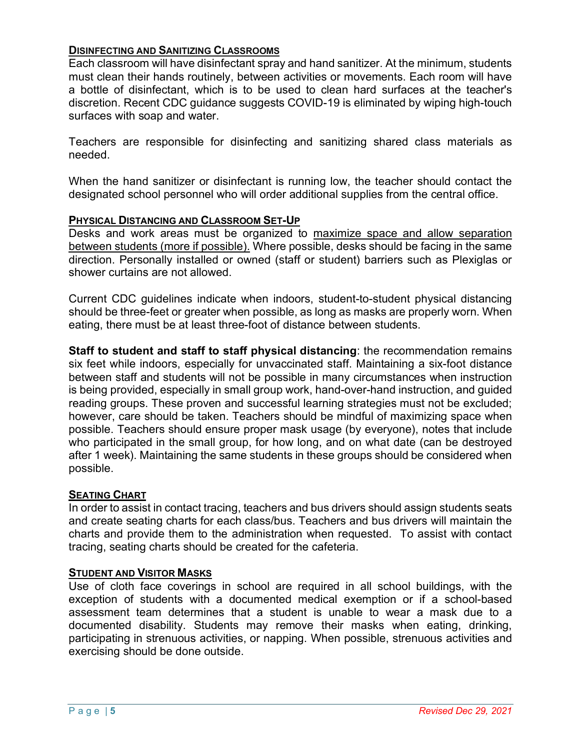### DISINFECTING AND SANITIZING CLASSROOMS

Each classroom will have disinfectant spray and hand sanitizer. At the minimum, students must clean their hands routinely, between activities or movements. Each room will have a bottle of disinfectant, which is to be used to clean hard surfaces at the teacher's discretion. Recent CDC guidance suggests COVID-19 is eliminated by wiping high-touch surfaces with soap and water.

Teachers are responsible for disinfecting and sanitizing shared class materials as needed.

When the hand sanitizer or disinfectant is running low, the teacher should contact the designated school personnel who will order additional supplies from the central office.

### PHYSICAL DISTANCING AND CLASSROOM SET-UP

Desks and work areas must be organized to <u>maximize space and allow separation between students (more if possible).</u> Where possible, desks should be facing in the same direction. Personally installed or owned (staff or student) barriers such as Plexiglas or shower curtains are not allowed.

Current CDC guidelines indicate when indoors, student-to-student physical distancing should be three-feet or greater when possible, as long as masks are properly worn. When eating, there must be at least three-foot of distance between students.

**Staff to student and staff to staff physical distancing**: the recommendation remains six feet while indoors, especially for unvaccinated staff. Maintaining a six-foot distance between staff and students will not be possible in many circumstances when instruction is being provided, especially in small group work, hand-over-hand instruction, and guided reading groups. These proven and successful learning strategies must not be excluded; however, care should be taken. Teachers should be mindful of maximizing space when possible. Teachers should ensure proper mask usage (by everyone), notes that include who participated in the small group, for how long, and on what date (can be destroyed after 1 week). Maintaining the same students in these groups should be considered when possible.

### SEATING CHART

In order to assist in contact tracing, teachers and bus drivers should assign students seats and create seating charts for each class/bus. Teachers and bus drivers will maintain the charts and provide them to the administration when requested. To assist with contact tracing, seating charts should be created for the cafeteria.

### STUDENT AND VISITOR MASKS

Use of cloth face coverings in school are required in all school buildings, with the exception of students with a documented medical exemption or if a school-based assessment team determines that a student is unable to wear a mask due to a documented disability. Students may remove their masks when eating, drinking, participating in strenuous activities, or napping. When possible, strenuous activities and exercising should be done outside.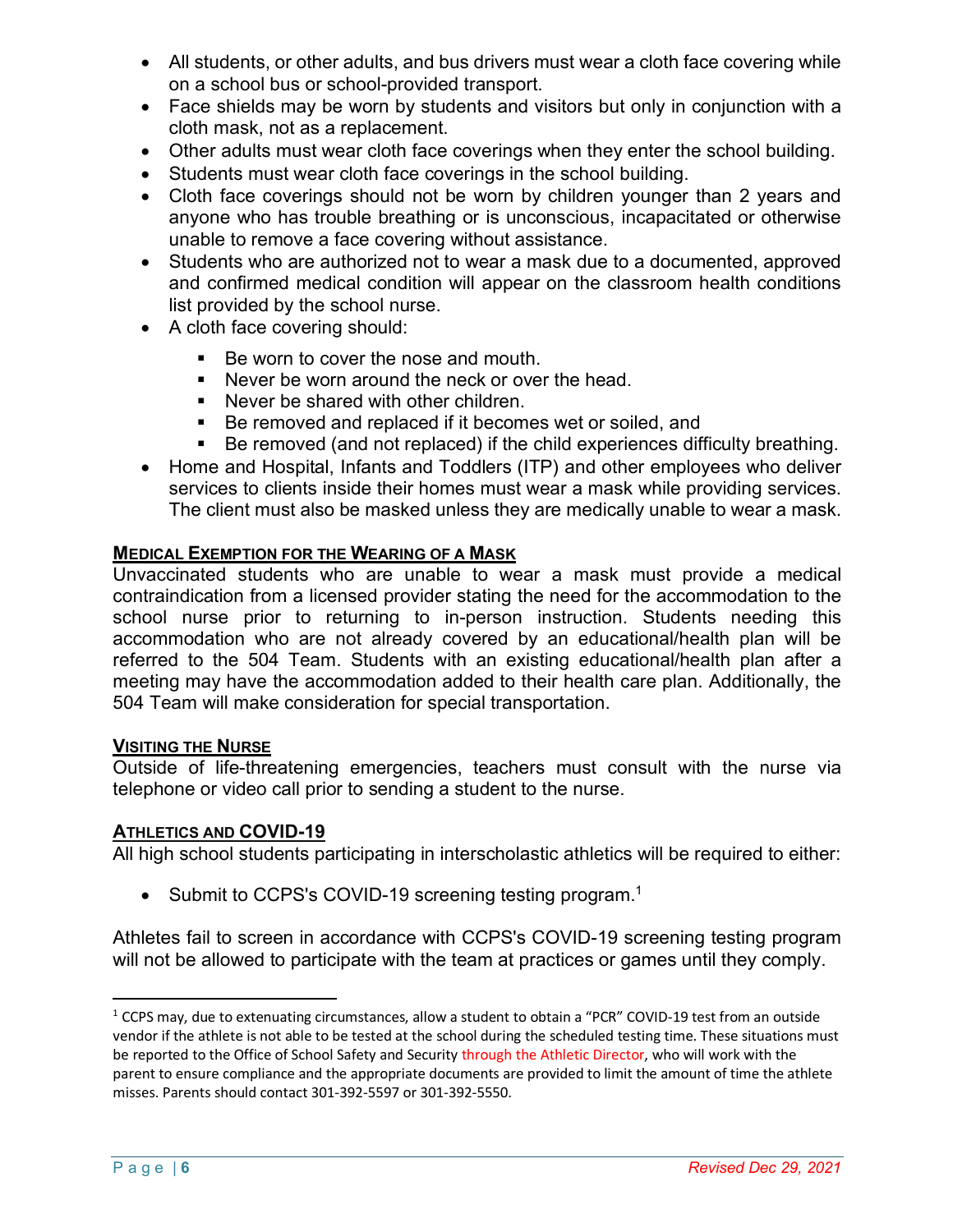- All students, or other adults, and bus drivers must wear a cloth face covering while on a school bus or school-provided transport.
- Face shields may be worn by students and visitors but only in conjunction with a cloth mask, not as a replacement.
- Other adults must wear cloth face coverings when they enter the school building.
- Students must wear cloth face coverings in the school building.
- Cloth face coverings should not be worn by children younger than 2 years and anyone who has trouble breathing or is unconscious, incapacitated or otherwise unable to remove a face covering without assistance.
- Students who are authorized not to wear a mask due to a documented, approved and confirmed medical condition will appear on the classroom health conditions list provided by the school nurse.
- A cloth face covering should:
  - Be worn to cover the nose and mouth.
  - Never be worn around the neck or over the head.
  - Never be shared with other children.
  - Be removed and replaced if it becomes wet or soiled, and
  - Be removed (and not replaced) if the child experiences difficulty breathing.
- Home and Hospital, Infants and Toddlers (ITP) and other employees who deliver services to clients inside their homes must wear a mask while providing services. The client must also be masked unless they are medically unable to wear a mask.

## Medical Exemption for the Wearing of a Mask

Unvaccinated students who are unable to wear a mask must provide a medical contraindication from a licensed provider stating the need for the accommodation to the school nurse prior to returning to in-person instruction. Students needing this accommodation who are not already covered by an educational/health plan will be referred to the 504 Team. Students with an existing educational/health plan after a meeting may have the accommodation added to their health care plan. Additionally, the 504 Team will make consideration for special transportation.

## Visiting the Nurse

Outside of life-threatening emergencies, teachers must consult with the nurse via telephone or video call prior to sending a student to the nurse.

## Athletics and COVID-19

All high school students participating in interscholastic athletics will be required to either:

- Submit to CCPS's COVID-19 screening testing program.[1]

Athletes fail to screen in accordance with CCPS's COVID-19 screening testing program will not be allowed to participate with the team at practices or games until they comply.

[1] CCPS may, due to extenuating circumstances, allow a student to obtain a "PCR" COVID-19 test from an outside vendor if the athlete is not able to be tested at the school during the scheduled testing time. These situations must be reported to the Office of School Safety and Security through the Athletic Director, who will work with the parent to ensure compliance and the appropriate documents are provided to limit the amount of time the athlete misses. Parents should contact 301-392-5597 or 301-392-5550.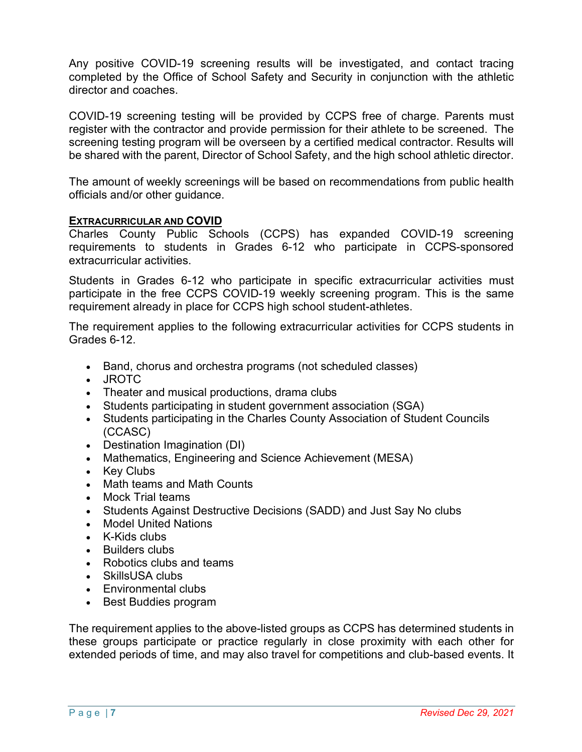Any positive COVID-19 screening results will be investigated, and contact tracing completed by the Office of School Safety and Security in conjunction with the athletic director and coaches.

COVID-19 screening testing will be provided by CCPS free of charge. Parents must register with the contractor and provide permission for their athlete to be screened. The screening testing program will be overseen by a certified medical contractor. Results will be shared with the parent, Director of School Safety, and the high school athletic director.

The amount of weekly screenings will be based on recommendations from public health officials and/or other guidance.

## EXTRACURRICULAR AND COVID

Charles County Public Schools (CCPS) has expanded COVID-19 screening requirements to students in Grades 6-12 who participate in CCPS-sponsored extracurricular activities.

Students in Grades 6-12 who participate in specific extracurricular activities must participate in the free CCPS COVID-19 weekly screening program. This is the same requirement already in place for CCPS high school student-athletes.

The requirement applies to the following extracurricular activities for CCPS students in Grades 6-12.

- Band, chorus and orchestra programs (not scheduled classes)
- JROTC
- Theater and musical productions, drama clubs
- Students participating in student government association (SGA)
- Students participating in the Charles County Association of Student Councils (CCASC)
- Destination Imagination (DI)
- Mathematics, Engineering and Science Achievement (MESA)
- Key Clubs
- Math teams and Math Counts
- Mock Trial teams
- Students Against Destructive Decisions (SADD) and Just Say No clubs
- Model United Nations
- K-Kids clubs
- Builders clubs
- Robotics clubs and teams
- SkillsUSA clubs
- Environmental clubs
- Best Buddies program

The requirement applies to the above-listed groups as CCPS has determined students in these groups participate or practice regularly in close proximity with each other for extended periods of time, and may also travel for competitions and club-based events. It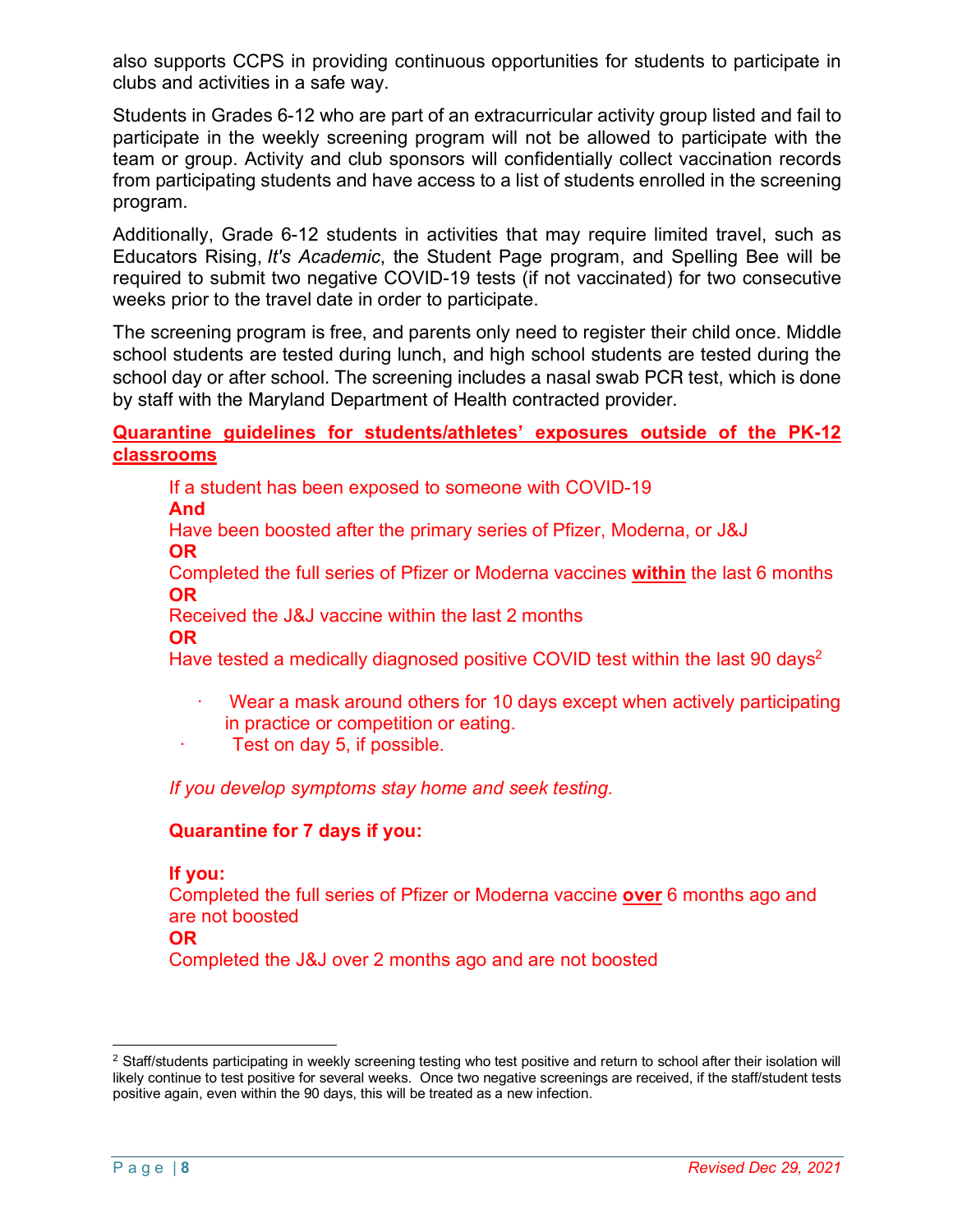also supports CCPS in providing continuous opportunities for students to participate in clubs and activities in a safe way.

Students in Grades 6-12 who are part of an extracurricular activity group listed and fail to participate in the weekly screening program will not be allowed to participate with the team or group. Activity and club sponsors will confidentially collect vaccination records from participating students and have access to a list of students enrolled in the screening program.

Additionally, Grade 6-12 students in activities that may require limited travel, such as Educators Rising, *It's Academic*, the Student Page program, and Spelling Bee will be required to submit two negative COVID-19 tests (if not vaccinated) for two consecutive weeks prior to the travel date in order to participate.

The screening program is free, and parents only need to register their child once. Middle school students are tested during lunch, and high school students are tested during the school day or after school. The screening includes a nasal swab PCR test, which is done by staff with the Maryland Department of Health contracted provider.

**Quarantine guidelines for students/athletes' exposures outside of the PK-12 classrooms**

If a student has been exposed to someone with COVID-19
**And**
Have been boosted after the primary series of Pfizer, Moderna, or J&J
**OR**
Completed the full series of Pfizer or Moderna vaccines **within** the last 6 months
**OR**
Received the J&J vaccine within the last 2 months
**OR**
Have tested a medically diagnosed positive COVID test within the last 90 days[2]

- Wear a mask around others for 10 days except when actively participating in practice or competition or eating.
- Test on day 5, if possible.

*If you develop symptoms stay home and seek testing.*

**Quarantine for 7 days if you:**

**If you:**
Completed the full series of Pfizer or Moderna vaccine **over** 6 months ago and are not boosted
**OR**
Completed the J&J over 2 months ago and are not boosted

[2] Staff/students participating in weekly screening testing who test positive and return to school after their isolation will likely continue to test positive for several weeks. Once two negative screenings are received, if the staff/student tests positive again, even within the 90 days, this will be treated as a new infection.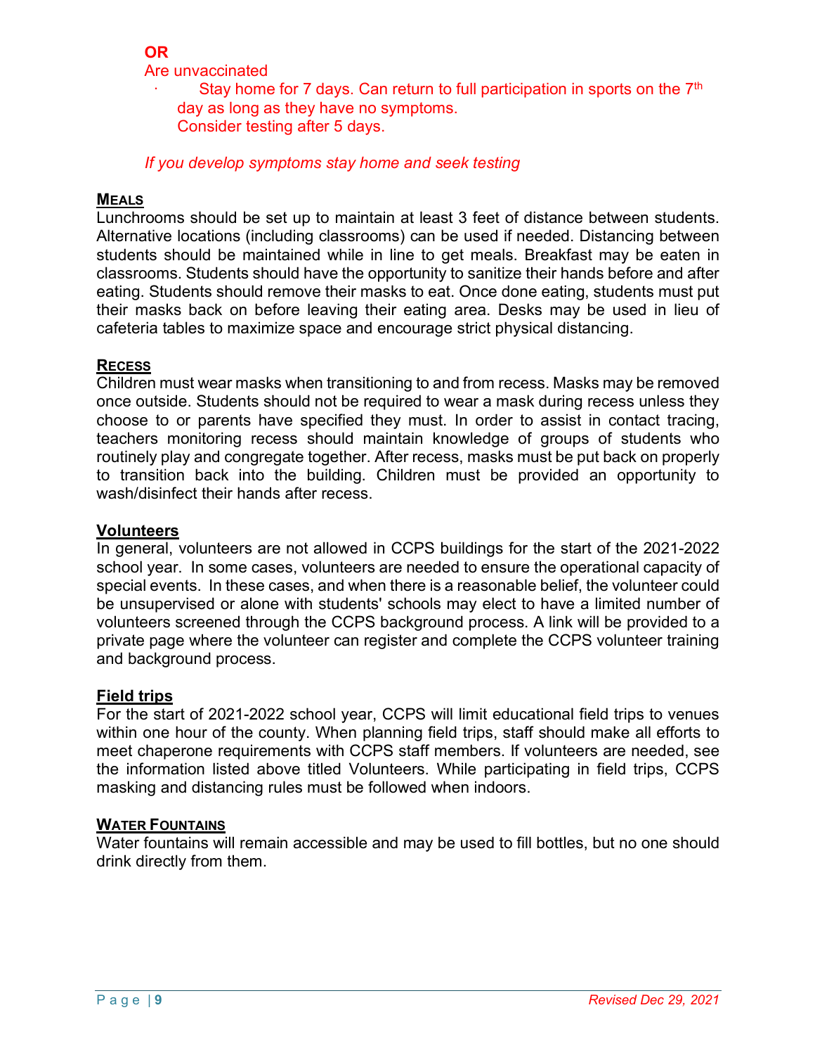**OR**

Are unvaccinated

- Stay home for 7 days. Can return to full participation in sports on the 7th day as long as they have no symptoms.
  Consider testing after 5 days.

*If you develop symptoms stay home and seek testing*

## MEALS

Lunchrooms should be set up to maintain at least 3 feet of distance between students. Alternative locations (including classrooms) can be used if needed. Distancing between students should be maintained while in line to get meals. Breakfast may be eaten in classrooms. Students should have the opportunity to sanitize their hands before and after eating. Students should remove their masks to eat. Once done eating, students must put their masks back on before leaving their eating area. Desks may be used in lieu of cafeteria tables to maximize space and encourage strict physical distancing.

## RECESS

Children must wear masks when transitioning to and from recess. Masks may be removed once outside. Students should not be required to wear a mask during recess unless they choose to or parents have specified they must. In order to assist in contact tracing, teachers monitoring recess should maintain knowledge of groups of students who routinely play and congregate together. After recess, masks must be put back on properly to transition back into the building. Children must be provided an opportunity to wash/disinfect their hands after recess.

## Volunteers

In general, volunteers are not allowed in CCPS buildings for the start of the 2021-2022 school year. In some cases, volunteers are needed to ensure the operational capacity of special events. In these cases, and when there is a reasonable belief, the volunteer could be unsupervised or alone with students' schools may elect to have a limited number of volunteers screened through the CCPS background process. A link will be provided to a private page where the volunteer can register and complete the CCPS volunteer training and background process.

## Field trips

For the start of 2021-2022 school year, CCPS will limit educational field trips to venues within one hour of the county. When planning field trips, staff should make all efforts to meet chaperone requirements with CCPS staff members. If volunteers are needed, see the information listed above titled Volunteers. While participating in field trips, CCPS masking and distancing rules must be followed when indoors.

## WATER FOUNTAINS

Water fountains will remain accessible and may be used to fill bottles, but no one should drink directly from them.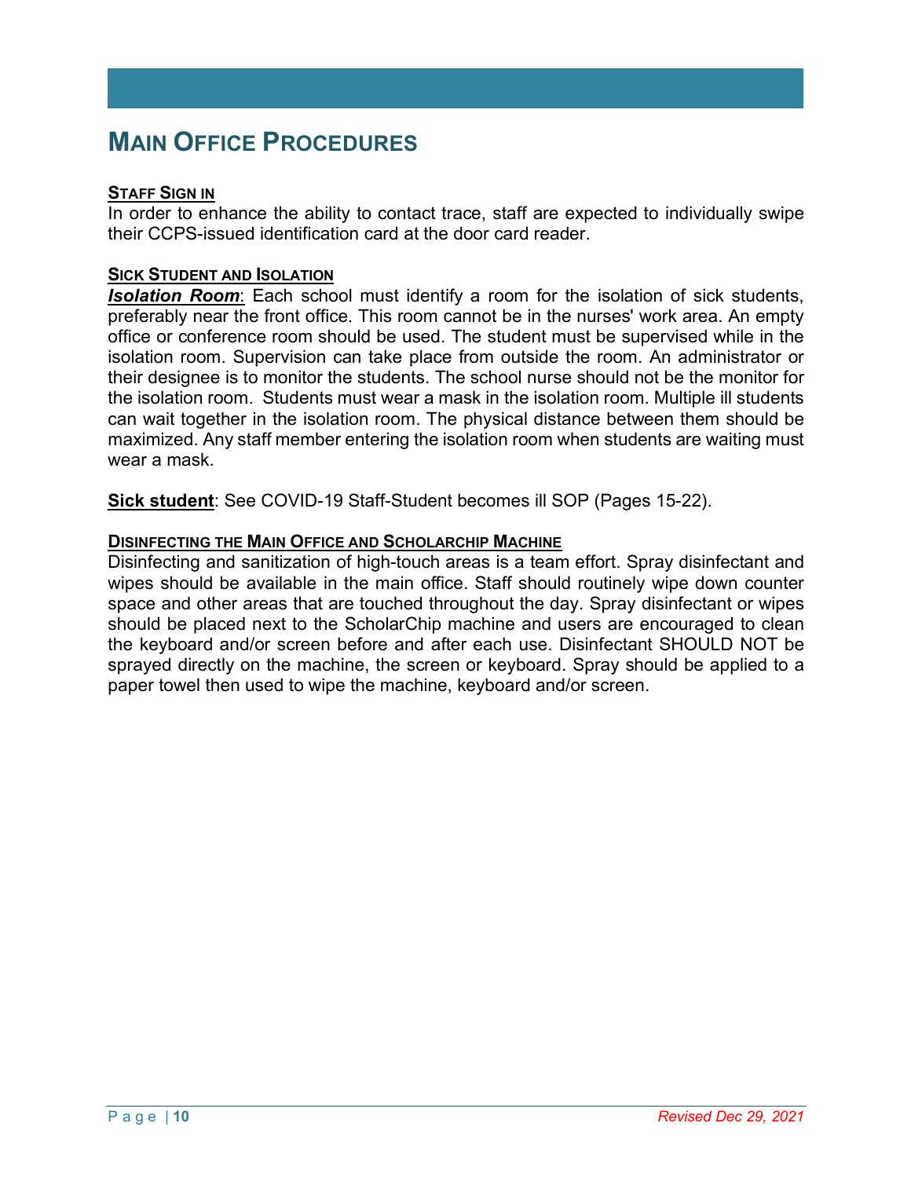# MAIN OFFICE PROCEDURES

### STAFF SIGN IN

In order to enhance the ability to contact trace, staff are expected to individually swipe their CCPS-issued identification card at the door card reader.

### SICK STUDENT AND ISOLATION

***Isolation Room***: Each school must identify a room for the isolation of sick students, preferably near the front office. This room cannot be in the nurses' work area. An empty office or conference room should be used. The student must be supervised while in the isolation room. Supervision can take place from outside the room. An administrator or their designee is to monitor the students. The school nurse should not be the monitor for the isolation room. Students must wear a mask in the isolation room. Multiple ill students can wait together in the isolation room. The physical distance between them should be maximized. Any staff member entering the isolation room when students are waiting must wear a mask.

**Sick student**: See COVID-19 Staff-Student becomes ill SOP (Pages 15-22).

### DISINFECTING THE MAIN OFFICE AND SCHOLARCHIP MACHINE

Disinfecting and sanitization of high-touch areas is a team effort. Spray disinfectant and wipes should be available in the main office. Staff should routinely wipe down counter space and other areas that are touched throughout the day. Spray disinfectant or wipes should be placed next to the ScholarChip machine and users are encouraged to clean the keyboard and/or screen before and after each use. Disinfectant SHOULD NOT be sprayed directly on the machine, the screen or keyboard. Spray should be applied to a paper towel then used to wipe the machine, keyboard and/or screen.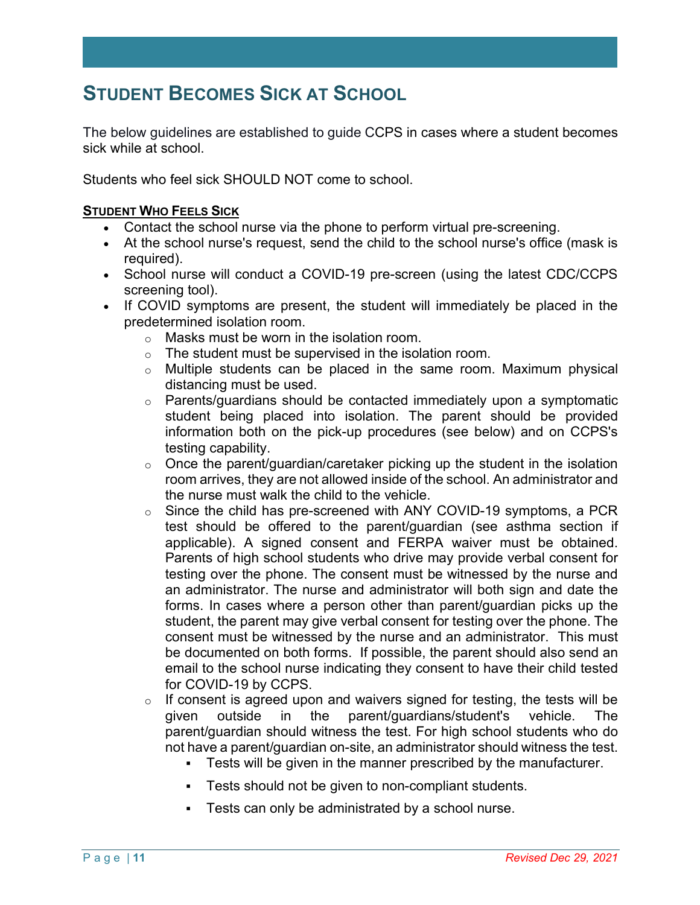# STUDENT BECOMES SICK AT SCHOOL

The below guidelines are established to guide CCPS in cases where a student becomes sick while at school.

Students who feel sick SHOULD NOT come to school.

### STUDENT WHO FEELS SICK

- Contact the school nurse via the phone to perform virtual pre-screening.
- At the school nurse's request, send the child to the school nurse's office (mask is required).
- School nurse will conduct a COVID-19 pre-screen (using the latest CDC/CCPS screening tool).
- If COVID symptoms are present, the student will immediately be placed in the predetermined isolation room.
    - Masks must be worn in the isolation room.
    - The student must be supervised in the isolation room.
    - Multiple students can be placed in the same room. Maximum physical distancing must be used.
    - Parents/guardians should be contacted immediately upon a symptomatic student being placed into isolation. The parent should be provided information both on the pick-up procedures (see below) and on CCPS's testing capability.
    - Once the parent/guardian/caretaker picking up the student in the isolation room arrives, they are not allowed inside of the school. An administrator and the nurse must walk the child to the vehicle.
    - Since the child has pre-screened with ANY COVID-19 symptoms, a PCR test should be offered to the parent/guardian (see asthma section if applicable). A signed consent and FERPA waiver must be obtained. Parents of high school students who drive may provide verbal consent for testing over the phone. The consent must be witnessed by the nurse and an administrator. The nurse and administrator will both sign and date the forms. In cases where a person other than parent/guardian picks up the student, the parent may give verbal consent for testing over the phone. The consent must be witnessed by the nurse and an administrator. This must be documented on both forms. If possible, the parent should also send an email to the school nurse indicating they consent to have their child tested for COVID-19 by CCPS.
    - If consent is agreed upon and waivers signed for testing, the tests will be given outside in the parent/guardians/student's vehicle. The parent/guardian should witness the test. For high school students who do not have a parent/guardian on-site, an administrator should witness the test.
        - Tests will be given in the manner prescribed by the manufacturer.
        - Tests should not be given to non-compliant students.
        - Tests can only be administrated by a school nurse.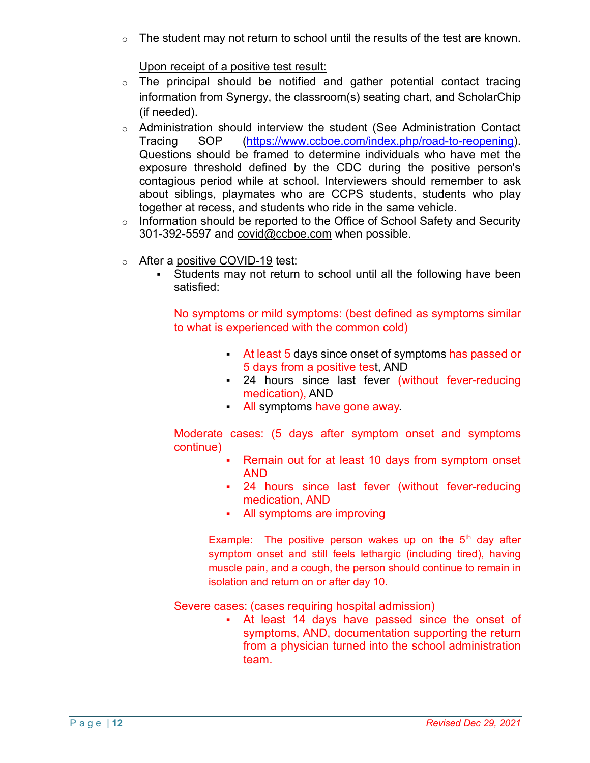- The student may not return to school until the results of the test are known.

  Upon receipt of a positive test result:

- The principal should be notified and gather potential contact tracing information from Synergy, the classroom(s) seating chart, and ScholarChip (if needed).
- Administration should interview the student (See Administration Contact Tracing SOP (https://www.ccboe.com/index.php/road-to-reopening). Questions should be framed to determine individuals who have met the exposure threshold defined by the CDC during the positive person's contagious period while at school. Interviewers should remember to ask about siblings, playmates who are CCPS students, students who play together at recess, and students who ride in the same vehicle.
- Information should be reported to the Office of School Safety and Security 301-392-5597 and covid@ccboe.com when possible.

- After a positive COVID-19 test:
  - Students may not return to school until all the following have been satisfied:

    No symptoms or mild symptoms: (best defined as symptoms similar to what is experienced with the common cold)

    - At least 5 days since onset of symptoms has passed or 5 days from a positive test, AND
    - 24 hours since last fever (without fever-reducing medication), AND
    - All symptoms have gone away.

    Moderate cases: (5 days after symptom onset and symptoms continue)

    - Remain out for at least 10 days from symptom onset AND
    - 24 hours since last fever (without fever-reducing medication, AND
    - All symptoms are improving

    Example: The positive person wakes up on the 5th day after symptom onset and still feels lethargic (including tired), having muscle pain, and a cough, the person should continue to remain in isolation and return on or after day 10.

    Severe cases: (cases requiring hospital admission)

    - At least 14 days have passed since the onset of symptoms, AND, documentation supporting the return from a physician turned into the school administration team.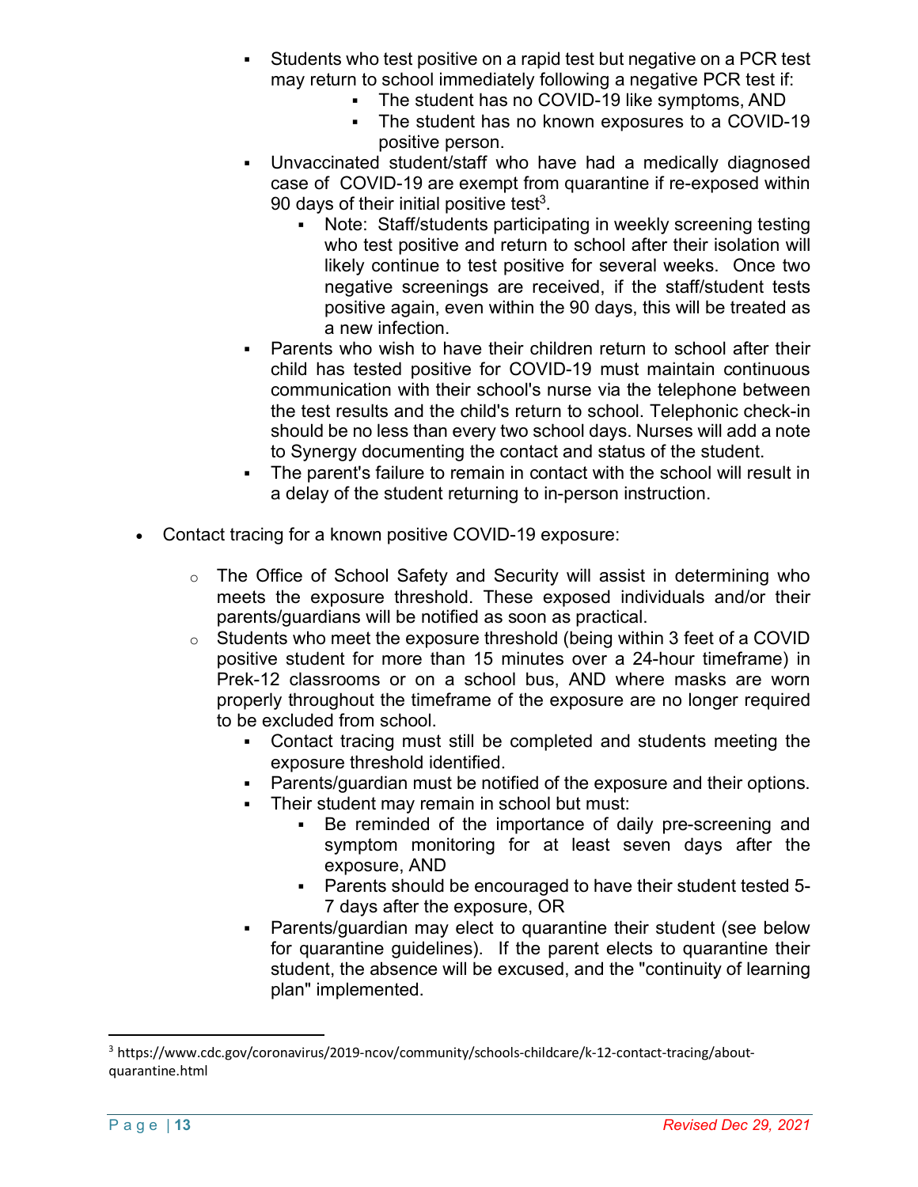- Students who test positive on a rapid test but negative on a PCR test may return to school immediately following a negative PCR test if:
  - The student has no COVID-19 like symptoms, AND
  - The student has no known exposures to a COVID-19 positive person.
- Unvaccinated student/staff who have had a medically diagnosed case of COVID-19 are exempt from quarantine if re-exposed within 90 days of their initial positive test[3].
  - Note: Staff/students participating in weekly screening testing who test positive and return to school after their isolation will likely continue to test positive for several weeks. Once two negative screenings are received, if the staff/student tests positive again, even within the 90 days, this will be treated as a new infection.
- Parents who wish to have their children return to school after their child has tested positive for COVID-19 must maintain continuous communication with their school's nurse via the telephone between the test results and the child's return to school. Telephonic check-in should be no less than every two school days. Nurses will add a note to Synergy documenting the contact and status of the student.
- The parent's failure to remain in contact with the school will result in a delay of the student returning to in-person instruction.

- Contact tracing for a known positive COVID-19 exposure:
  - The Office of School Safety and Security will assist in determining who meets the exposure threshold. These exposed individuals and/or their parents/guardians will be notified as soon as practical.
  - Students who meet the exposure threshold (being within 3 feet of a COVID positive student for more than 15 minutes over a 24-hour timeframe) in Prek-12 classrooms or on a school bus, AND where masks are worn properly throughout the timeframe of the exposure are no longer required to be excluded from school.
    - Contact tracing must still be completed and students meeting the exposure threshold identified.
    - Parents/guardian must be notified of the exposure and their options.
    - Their student may remain in school but must:
      - Be reminded of the importance of daily pre-screening and symptom monitoring for at least seven days after the exposure, AND
      - Parents should be encouraged to have their student tested 5-7 days after the exposure, OR
    - Parents/guardian may elect to quarantine their student (see below for quarantine guidelines). If the parent elects to quarantine their student, the absence will be excused, and the "continuity of learning plan" implemented.

---

[3] https://www.cdc.gov/coronavirus/2019-ncov/community/schools-childcare/k-12-contact-tracing/about-quarantine.html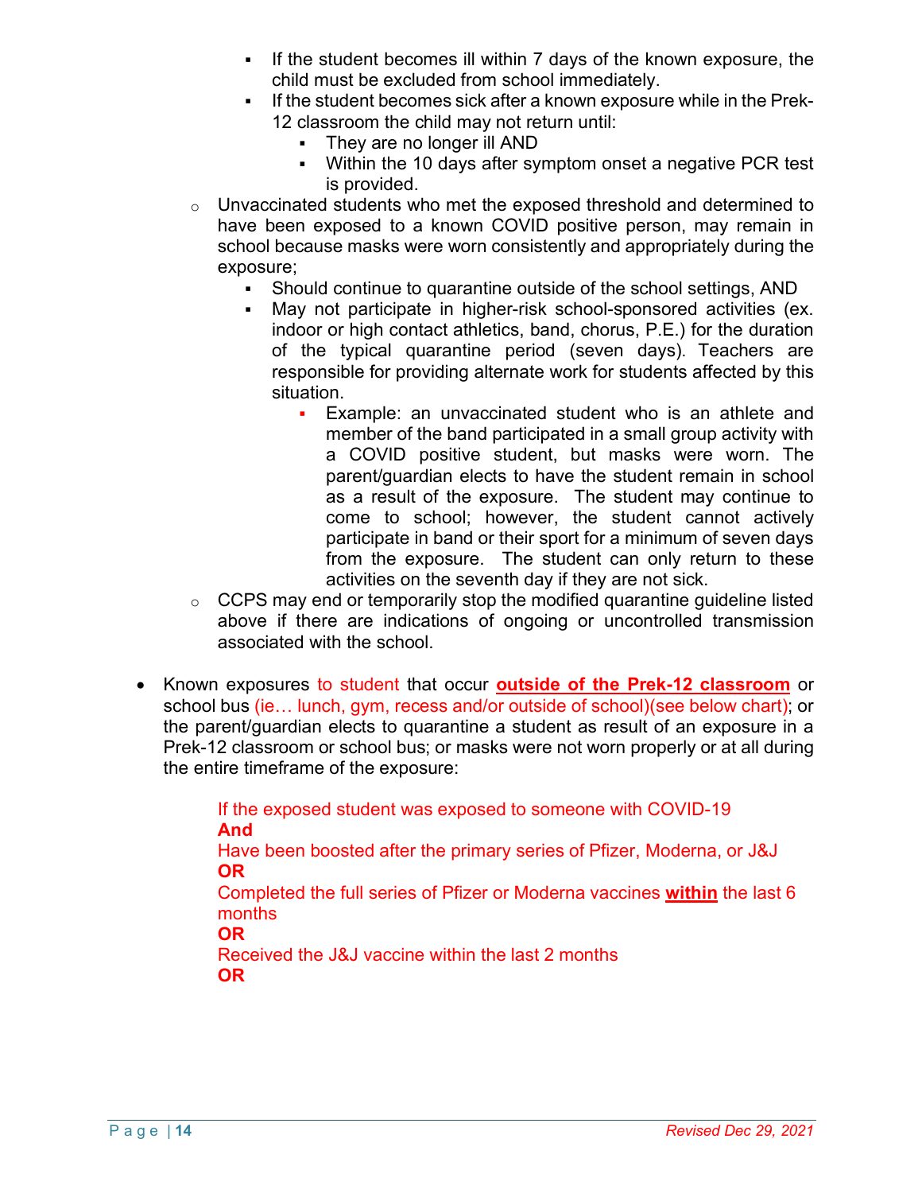- If the student becomes ill within 7 days of the known exposure, the child must be excluded from school immediately.
        - If the student becomes sick after a known exposure while in the Prek-12 classroom the child may not return until:
            - They are no longer ill AND
            - Within the 10 days after symptom onset a negative PCR test is provided.
    - Unvaccinated students who met the exposed threshold and determined to have been exposed to a known COVID positive person, may remain in school because masks were worn consistently and appropriately during the exposure;
        - Should continue to quarantine outside of the school settings, AND
        - May not participate in higher-risk school-sponsored activities (ex. indoor or high contact athletics, band, chorus, P.E.) for the duration of the typical quarantine period (seven days). Teachers are responsible for providing alternate work for students affected by this situation.
            - Example: an unvaccinated student who is an athlete and member of the band participated in a small group activity with a COVID positive student, but masks were worn. The parent/guardian elects to have the student remain in school as a result of the exposure. The student may continue to come to school; however, the student cannot actively participate in band or their sport for a minimum of seven days from the exposure. The student can only return to these activities on the seventh day if they are not sick.
    - CCPS may end or temporarily stop the modified quarantine guideline listed above if there are indications of ongoing or uncontrolled transmission associated with the school.

- Known exposures to student that occur **outside of the Prek-12 classroom** or school bus (ie… lunch, gym, recess and/or outside of school)(see below chart); or the parent/guardian elects to quarantine a student as result of an exposure in a Prek-12 classroom or school bus; or masks were not worn properly or at all during the entire timeframe of the exposure:

    If the exposed student was exposed to someone with COVID-19
    **And**
    Have been boosted after the primary series of Pfizer, Moderna, or J&J
    **OR**
    Completed the full series of Pfizer or Moderna vaccines **within** the last 6 months
    **OR**
    Received the J&J vaccine within the last 2 months
    **OR**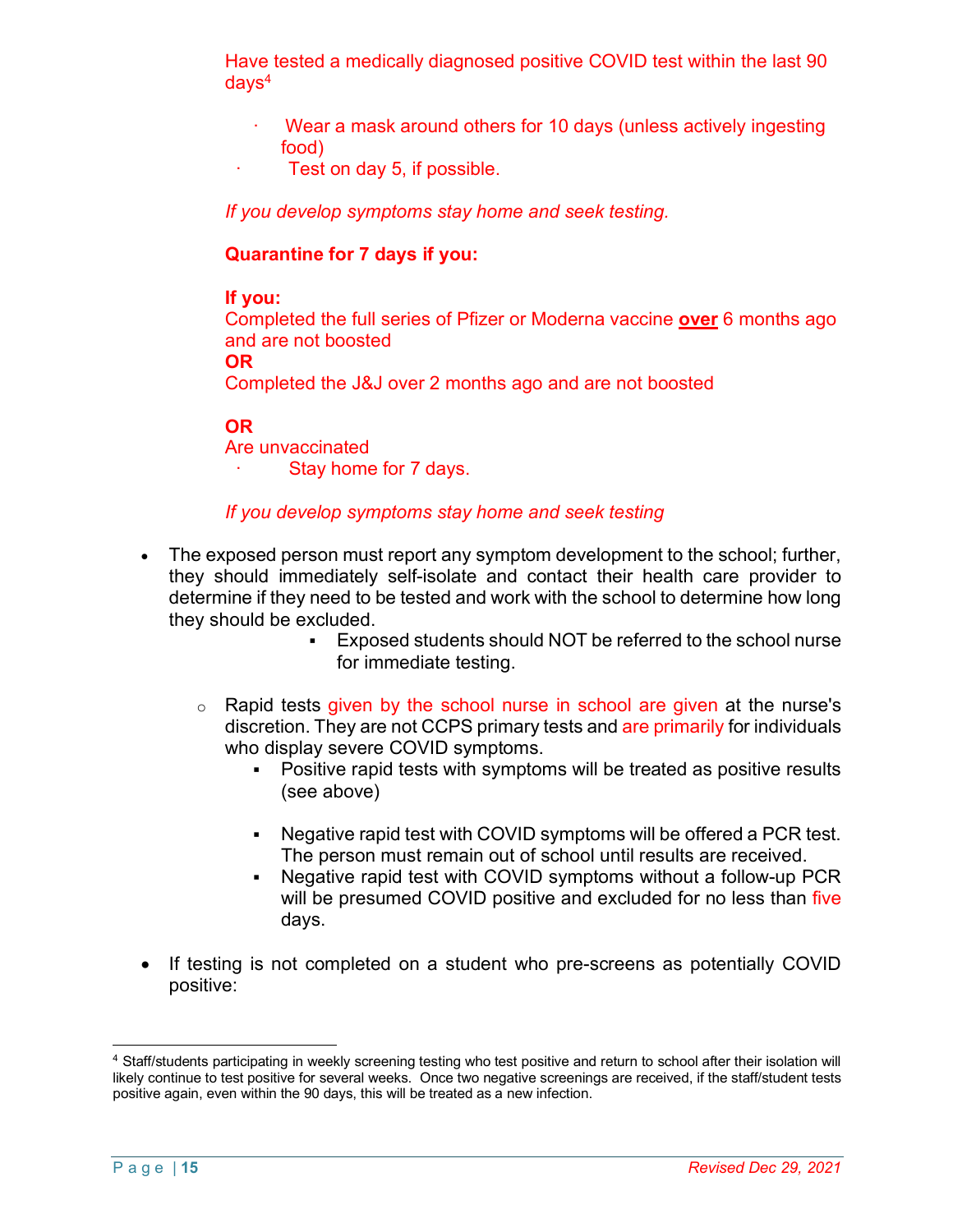Have tested a medically diagnosed positive COVID test within the last 90 days[4]

- Wear a mask around others for 10 days (unless actively ingesting food)
- Test on day 5, if possible.

*If you develop symptoms stay home and seek testing.*

**Quarantine for 7 days if you:**

**If you:**
Completed the full series of Pfizer or Moderna vaccine **over** 6 months ago and are not boosted
**OR**
Completed the J&J over 2 months ago and are not boosted

**OR**
Are unvaccinated

- Stay home for 7 days.

*If you develop symptoms stay home and seek testing*

- The exposed person must report any symptom development to the school; further, they should immediately self-isolate and contact their health care provider to determine if they need to be tested and work with the school to determine how long they should be excluded.
  - Exposed students should NOT be referred to the school nurse for immediate testing.

  - Rapid tests given by the school nurse in school are given at the nurse's discretion. They are not CCPS primary tests and are primarily for individuals who display severe COVID symptoms.
    - Positive rapid tests with symptoms will be treated as positive results (see above)
    - Negative rapid test with COVID symptoms will be offered a PCR test. The person must remain out of school until results are received.
    - Negative rapid test with COVID symptoms without a follow-up PCR will be presumed COVID positive and excluded for no less than five days.

- If testing is not completed on a student who pre-screens as potentially COVID positive:

[4] Staff/students participating in weekly screening testing who test positive and return to school after their isolation will likely continue to test positive for several weeks. Once two negative screenings are received, if the staff/student tests positive again, even within the 90 days, this will be treated as a new infection.

Revised Dec 29, 2021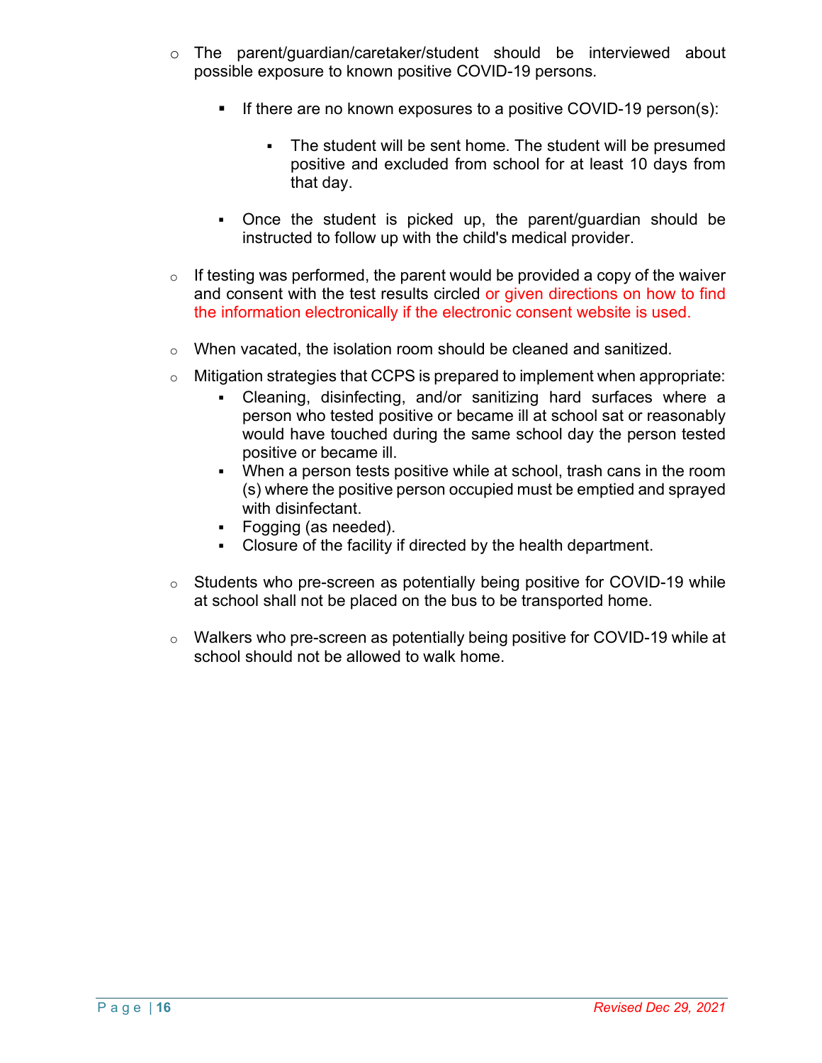- The parent/guardian/caretaker/student should be interviewed about possible exposure to known positive COVID-19 persons.
  - If there are no known exposures to a positive COVID-19 person(s):
    - The student will be sent home. The student will be presumed positive and excluded from school for at least 10 days from that day.
  - Once the student is picked up, the parent/guardian should be instructed to follow up with the child's medical provider.

- If testing was performed, the parent would be provided a copy of the waiver and consent with the test results circled or given directions on how to find the information electronically if the electronic consent website is used.

- When vacated, the isolation room should be cleaned and sanitized.
- Mitigation strategies that CCPS is prepared to implement when appropriate:
  - Cleaning, disinfecting, and/or sanitizing hard surfaces where a person who tested positive or became ill at school sat or reasonably would have touched during the same school day the person tested positive or became ill.
  - When a person tests positive while at school, trash cans in the room (s) where the positive person occupied must be emptied and sprayed with disinfectant.
  - Fogging (as needed).
  - Closure of the facility if directed by the health department.

- Students who pre-screen as potentially being positive for COVID-19 while at school shall not be placed on the bus to be transported home.

- Walkers who pre-screen as potentially being positive for COVID-19 while at school should not be allowed to walk home.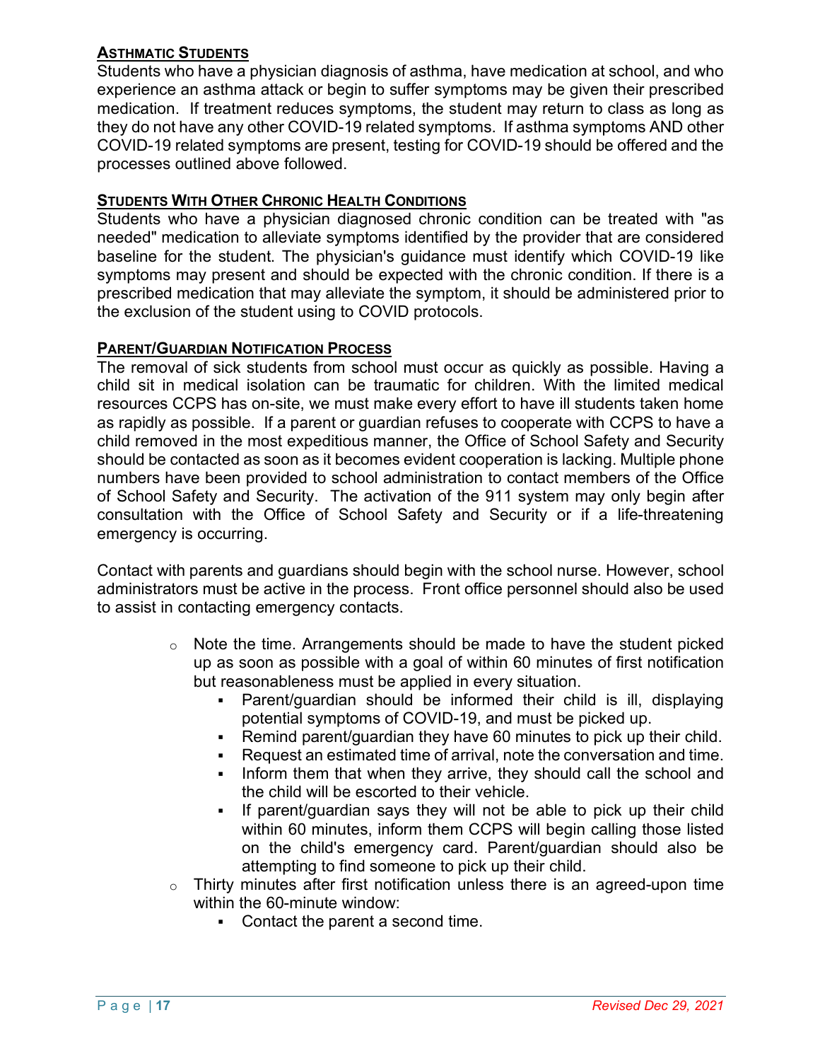### Asthmatic Students

Students who have a physician diagnosis of asthma, have medication at school, and who experience an asthma attack or begin to suffer symptoms may be given their prescribed medication. If treatment reduces symptoms, the student may return to class as long as they do not have any other COVID-19 related symptoms. If asthma symptoms AND other COVID-19 related symptoms are present, testing for COVID-19 should be offered and the processes outlined above followed.

### Students With Other Chronic Health Conditions

Students who have a physician diagnosed chronic condition can be treated with "as needed" medication to alleviate symptoms identified by the provider that are considered baseline for the student. The physician's guidance must identify which COVID-19 like symptoms may present and should be expected with the chronic condition. If there is a prescribed medication that may alleviate the symptom, it should be administered prior to the exclusion of the student using to COVID protocols.

### Parent/Guardian Notification Process

The removal of sick students from school must occur as quickly as possible. Having a child sit in medical isolation can be traumatic for children. With the limited medical resources CCPS has on-site, we must make every effort to have ill students taken home as rapidly as possible. If a parent or guardian refuses to cooperate with CCPS to have a child removed in the most expeditious manner, the Office of School Safety and Security should be contacted as soon as it becomes evident cooperation is lacking. Multiple phone numbers have been provided to school administration to contact members of the Office of School Safety and Security. The activation of the 911 system may only begin after consultation with the Office of School Safety and Security or if a life-threatening emergency is occurring.

Contact with parents and guardians should begin with the school nurse. However, school administrators must be active in the process. Front office personnel should also be used to assist in contacting emergency contacts.

- Note the time. Arrangements should be made to have the student picked up as soon as possible with a goal of within 60 minutes of first notification but reasonableness must be applied in every situation.
  - Parent/guardian should be informed their child is ill, displaying potential symptoms of COVID-19, and must be picked up.
  - Remind parent/guardian they have 60 minutes to pick up their child.
  - Request an estimated time of arrival, note the conversation and time.
  - Inform them that when they arrive, they should call the school and the child will be escorted to their vehicle.
  - If parent/guardian says they will not be able to pick up their child within 60 minutes, inform them CCPS will begin calling those listed on the child's emergency card. Parent/guardian should also be attempting to find someone to pick up their child.
- Thirty minutes after first notification unless there is an agreed-upon time within the 60-minute window:
  - Contact the parent a second time.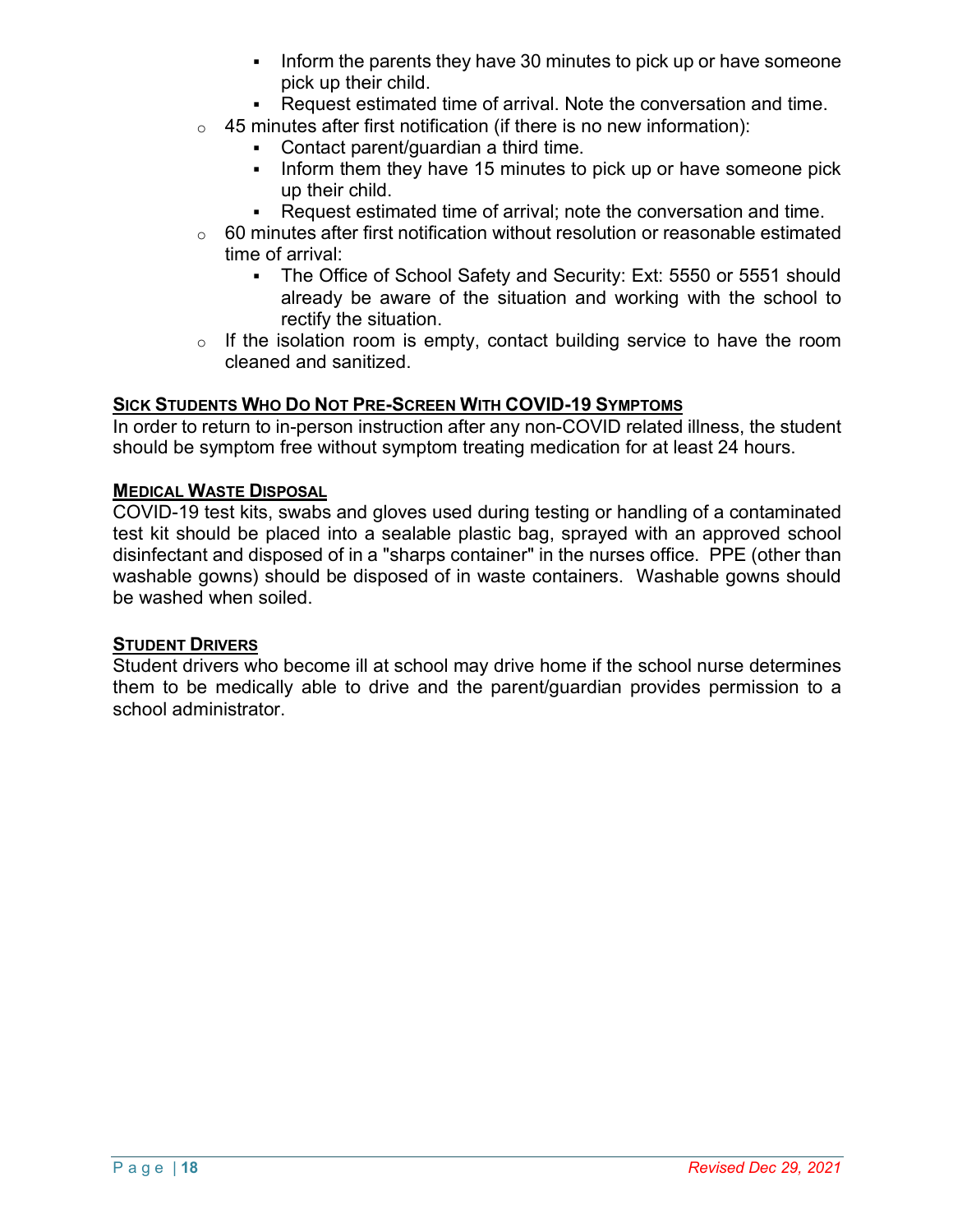- Inform the parents they have 30 minutes to pick up or have someone pick up their child.
        - Request estimated time of arrival. Note the conversation and time.
    - 45 minutes after first notification (if there is no new information):
        - Contact parent/guardian a third time.
        - Inform them they have 15 minutes to pick up or have someone pick up their child.
        - Request estimated time of arrival; note the conversation and time.
    - 60 minutes after first notification without resolution or reasonable estimated time of arrival:
        - The Office of School Safety and Security: Ext: 5550 or 5551 should already be aware of the situation and working with the school to rectify the situation.
    - If the isolation room is empty, contact building service to have the room cleaned and sanitized.

### Sick Students Who Do Not Pre-Screen With COVID-19 Symptoms

In order to return to in-person instruction after any non-COVID related illness, the student should be symptom free without symptom treating medication for at least 24 hours.

### Medical Waste Disposal

COVID-19 test kits, swabs and gloves used during testing or handling of a contaminated test kit should be placed into a sealable plastic bag, sprayed with an approved school disinfectant and disposed of in a "sharps container" in the nurses office. PPE (other than washable gowns) should be disposed of in waste containers. Washable gowns should be washed when soiled.

### Student Drivers

Student drivers who become ill at school may drive home if the school nurse determines them to be medically able to drive and the parent/guardian provides permission to a school administrator.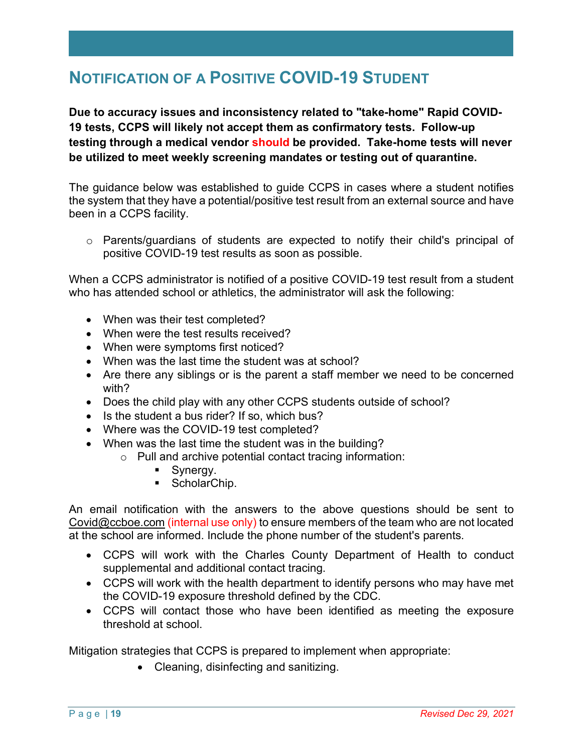## Notification of a Positive COVID-19 Student

**Due to accuracy issues and inconsistency related to "take-home" Rapid COVID-19 tests, CCPS will likely not accept them as confirmatory tests. Follow-up testing through a medical vendor should be provided. Take-home tests will never be utilized to meet weekly screening mandates or testing out of quarantine.**

The guidance below was established to guide CCPS in cases where a student notifies the system that they have a potential/positive test result from an external source and have been in a CCPS facility.

- Parents/guardians of students are expected to notify their child's principal of positive COVID-19 test results as soon as possible.

When a CCPS administrator is notified of a positive COVID-19 test result from a student who has attended school or athletics, the administrator will ask the following:

- When was their test completed?
- When were the test results received?
- When were symptoms first noticed?
- When was the last time the student was at school?
- Are there any siblings or is the parent a staff member we need to be concerned with?
- Does the child play with any other CCPS students outside of school?
- Is the student a bus rider? If so, which bus?
- Where was the COVID-19 test completed?
- When was the last time the student was in the building?
    - Pull and archive potential contact tracing information:
        - Synergy.
        - ScholarChip.

An email notification with the answers to the above questions should be sent to Covid@ccboe.com (internal use only) to ensure members of the team who are not located at the school are informed. Include the phone number of the student's parents.

- CCPS will work with the Charles County Department of Health to conduct supplemental and additional contact tracing.
- CCPS will work with the health department to identify persons who may have met the COVID-19 exposure threshold defined by the CDC.
- CCPS will contact those who have been identified as meeting the exposure threshold at school.

Mitigation strategies that CCPS is prepared to implement when appropriate:

- Cleaning, disinfecting and sanitizing.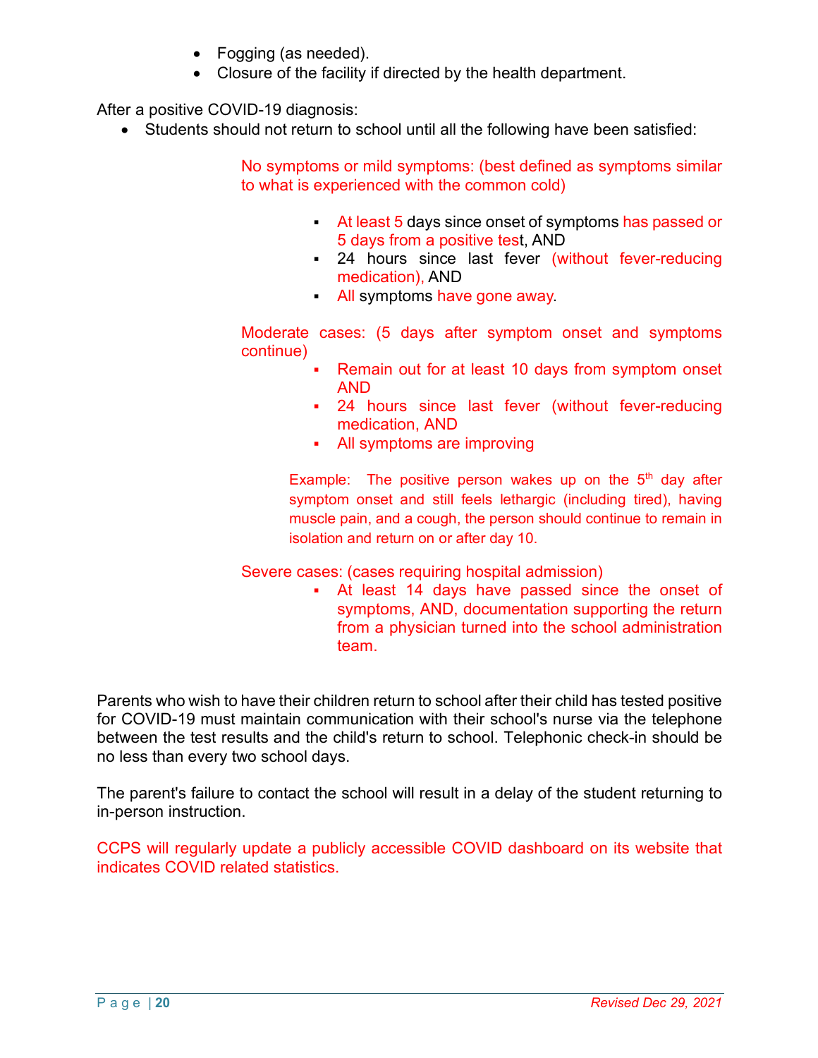- Fogging (as needed).
- Closure of the facility if directed by the health department.

After a positive COVID-19 diagnosis:

- Students should not return to school until all the following have been satisfied:

  No symptoms or mild symptoms: (best defined as symptoms similar to what is experienced with the common cold)

  - At least 5 days since onset of symptoms has passed or 5 days from a positive test, AND
  - 24 hours since last fever (without fever-reducing medication), AND
  - All symptoms have gone away.

  Moderate cases: (5 days after symptom onset and symptoms continue)

  - Remain out for at least 10 days from symptom onset AND
  - 24 hours since last fever (without fever-reducing medication, AND
  - All symptoms are improving

  Example: The positive person wakes up on the 5th day after symptom onset and still feels lethargic (including tired), having muscle pain, and a cough, the person should continue to remain in isolation and return on or after day 10.

  Severe cases: (cases requiring hospital admission)

  - At least 14 days have passed since the onset of symptoms, AND, documentation supporting the return from a physician turned into the school administration team.

Parents who wish to have their children return to school after their child has tested positive for COVID-19 must maintain communication with their school's nurse via the telephone between the test results and the child's return to school. Telephonic check-in should be no less than every two school days.

The parent's failure to contact the school will result in a delay of the student returning to in-person instruction.

CCPS will regularly update a publicly accessible COVID dashboard on its website that indicates COVID related statistics.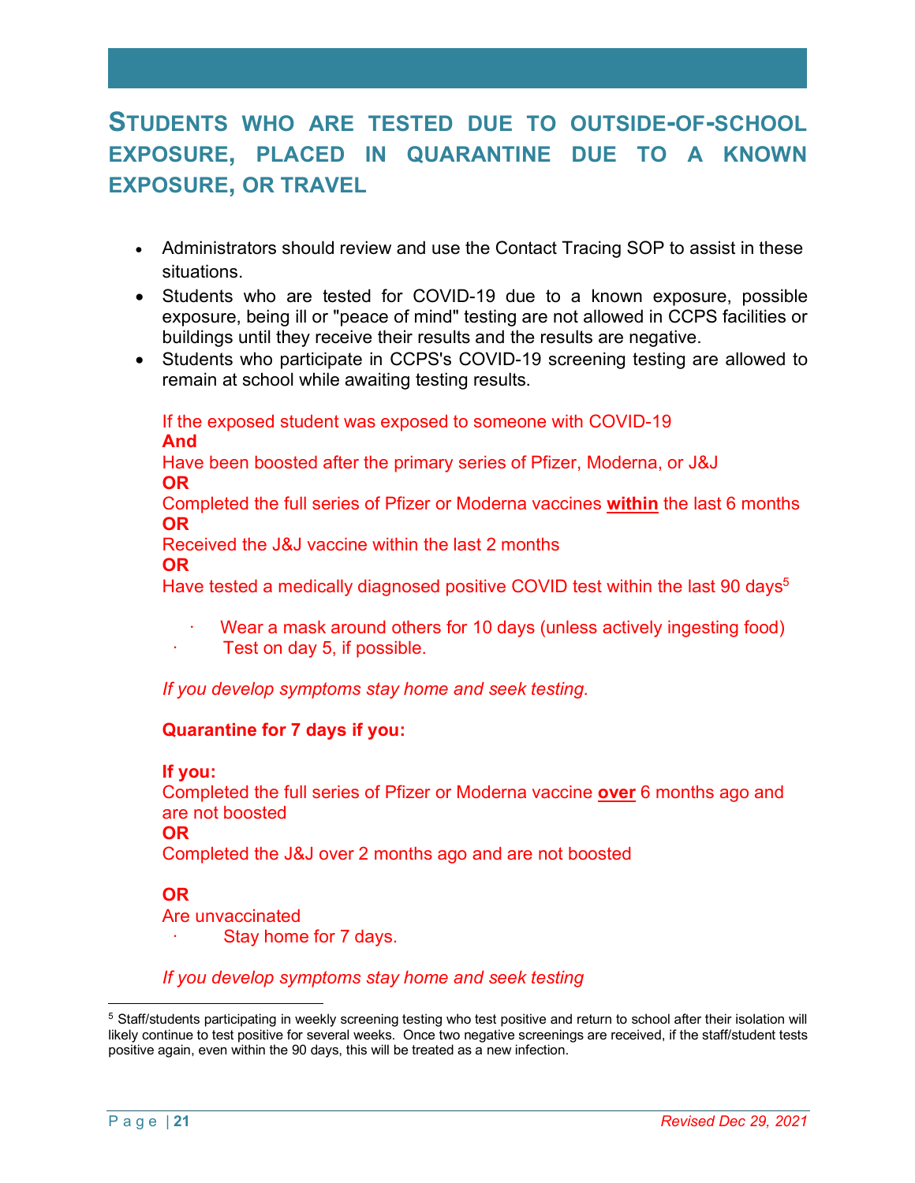## STUDENTS WHO ARE TESTED DUE TO OUTSIDE-OF-SCHOOL EXPOSURE, PLACED IN QUARANTINE DUE TO A KNOWN EXPOSURE, OR TRAVEL

- Administrators should review and use the Contact Tracing SOP to assist in these situations.
- Students who are tested for COVID-19 due to a known exposure, possible exposure, being ill or "peace of mind" testing are not allowed in CCPS facilities or buildings until they receive their results and the results are negative.
- Students who participate in CCPS's COVID-19 screening testing are allowed to remain at school while awaiting testing results.

If the exposed student was exposed to someone with COVID-19
**And**
Have been boosted after the primary series of Pfizer, Moderna, or J&J
**OR**
Completed the full series of Pfizer or Moderna vaccines **<u>within</u>** the last 6 months
**OR**
Received the J&J vaccine within the last 2 months
**OR**
Have tested a medically diagnosed positive COVID test within the last 90 days[5]

- Wear a mask around others for 10 days (unless actively ingesting food)
- Test on day 5, if possible.

*If you develop symptoms stay home and seek testing.*

**Quarantine for 7 days if you:**

**If you:**
Completed the full series of Pfizer or Moderna vaccine **<u>over</u>** 6 months ago and are not boosted
**OR**
Completed the J&J over 2 months ago and are not boosted

**OR**
Are unvaccinated

- Stay home for 7 days.

*If you develop symptoms stay home and seek testing*

---

[5] Staff/students participating in weekly screening testing who test positive and return to school after their isolation will likely continue to test positive for several weeks. Once two negative screenings are received, if the staff/student tests positive again, even within the 90 days, this will be treated as a new infection.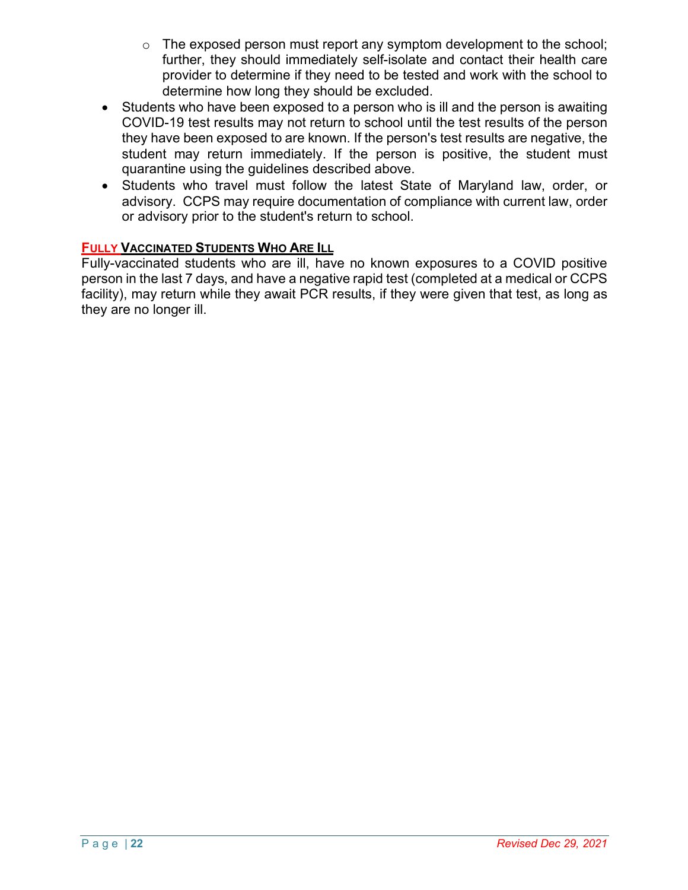- The exposed person must report any symptom development to the school; further, they should immediately self-isolate and contact their health care provider to determine if they need to be tested and work with the school to determine how long they should be excluded.
- Students who have been exposed to a person who is ill and the person is awaiting COVID-19 test results may not return to school until the test results of the person they have been exposed to are known. If the person's test results are negative, the student may return immediately. If the person is positive, the student must quarantine using the guidelines described above.
- Students who travel must follow the latest State of Maryland law, order, or advisory. CCPS may require documentation of compliance with current law, order or advisory prior to the student's return to school.

**FULLY VACCINATED STUDENTS WHO ARE ILL**

Fully-vaccinated students who are ill, have no known exposures to a COVID positive person in the last 7 days, and have a negative rapid test (completed at a medical or CCPS facility), may return while they await PCR results, if they were given that test, as long as they are no longer ill.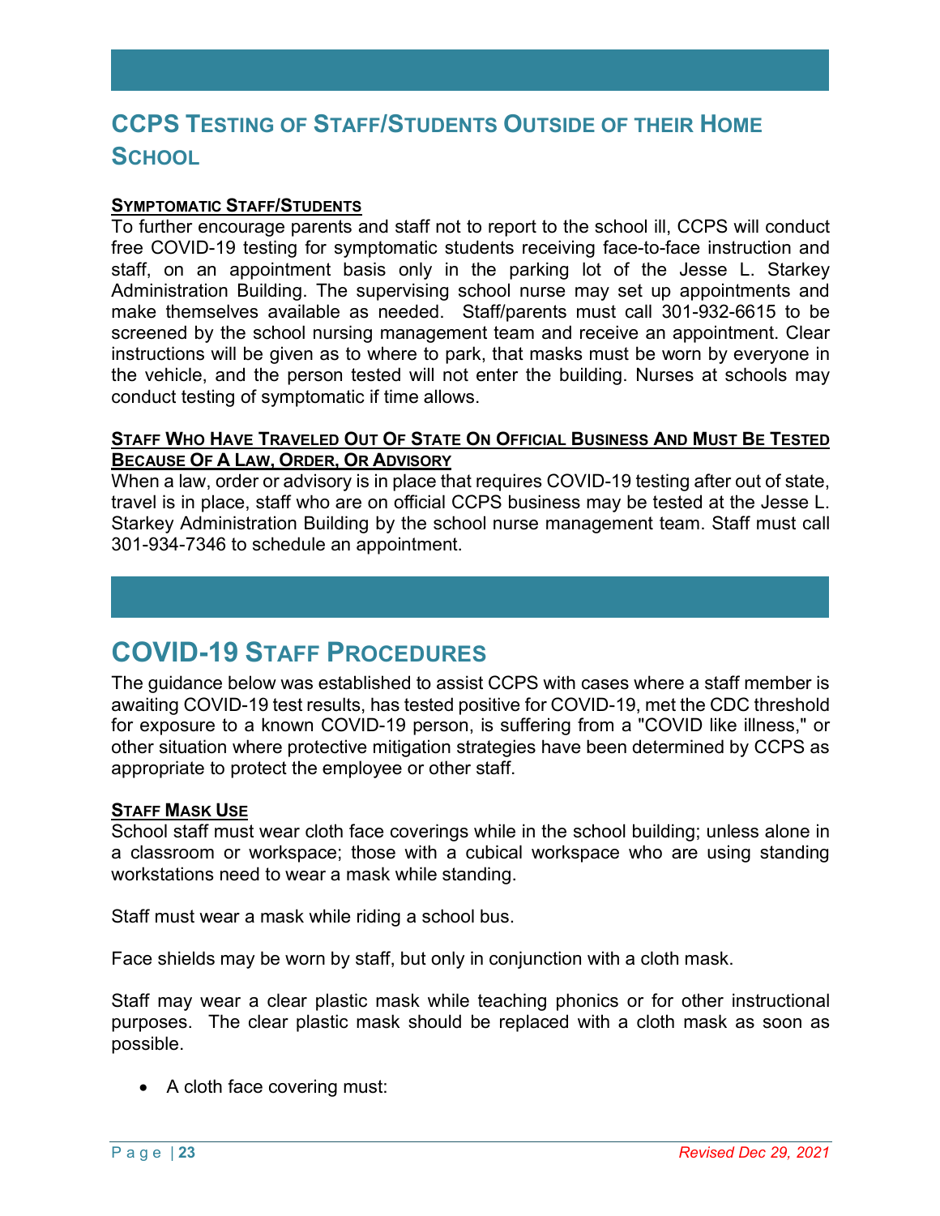## CCPS Testing of Staff/Students Outside of their Home School

**Symptomatic Staff/Students**

To further encourage parents and staff not to report to the school ill, CCPS will conduct free COVID-19 testing for symptomatic students receiving face-to-face instruction and staff, on an appointment basis only in the parking lot of the Jesse L. Starkey Administration Building. The supervising school nurse may set up appointments and make themselves available as needed. Staff/parents must call 301-932-6615 to be screened by the school nursing management team and receive an appointment. Clear instructions will be given as to where to park, that masks must be worn by everyone in the vehicle, and the person tested will not enter the building. Nurses at schools may conduct testing of symptomatic if time allows.

**Staff Who Have Traveled Out Of State On Official Business And Must Be Tested Because Of A Law, Order, Or Advisory**

When a law, order or advisory is in place that requires COVID-19 testing after out of state, travel is in place, staff who are on official CCPS business may be tested at the Jesse L. Starkey Administration Building by the school nurse management team. Staff must call 301-934-7346 to schedule an appointment.

## COVID-19 Staff Procedures

The guidance below was established to assist CCPS with cases where a staff member is awaiting COVID-19 test results, has tested positive for COVID-19, met the CDC threshold for exposure to a known COVID-19 person, is suffering from a "COVID like illness," or other situation where protective mitigation strategies have been determined by CCPS as appropriate to protect the employee or other staff.

**Staff Mask Use**

School staff must wear cloth face coverings while in the school building; unless alone in a classroom or workspace; those with a cubical workspace who are using standing workstations need to wear a mask while standing.

Staff must wear a mask while riding a school bus.

Face shields may be worn by staff, but only in conjunction with a cloth mask.

Staff may wear a clear plastic mask while teaching phonics or for other instructional purposes. The clear plastic mask should be replaced with a cloth mask as soon as possible.

- A cloth face covering must: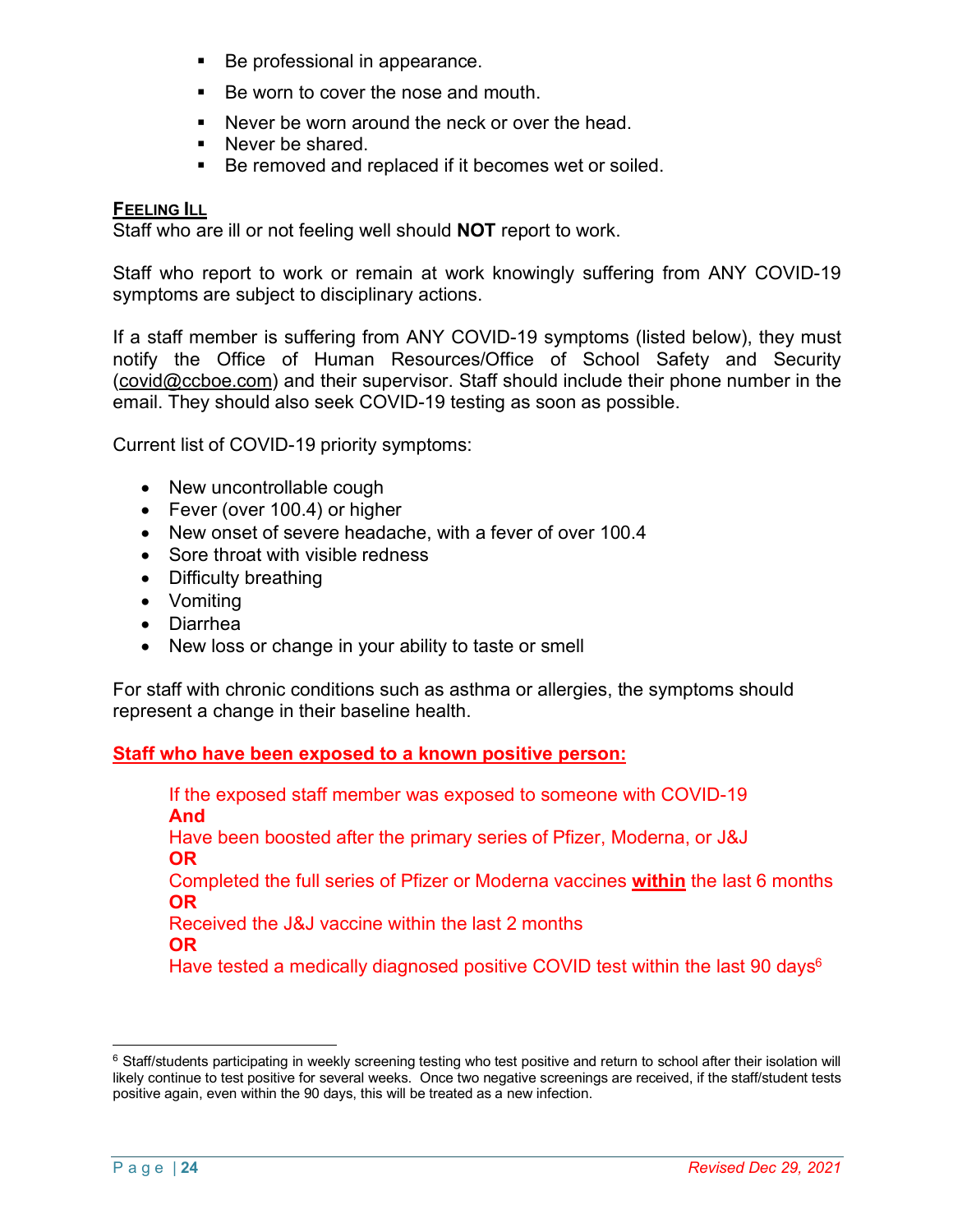- Be professional in appearance.
- Be worn to cover the nose and mouth.
- Never be worn around the neck or over the head.
- Never be shared.
- Be removed and replaced if it becomes wet or soiled.

**FEELING ILL**

Staff who are ill or not feeling well should **NOT** report to work.

Staff who report to work or remain at work knowingly suffering from ANY COVID-19 symptoms are subject to disciplinary actions.

If a staff member is suffering from ANY COVID-19 symptoms (listed below), they must notify the Office of Human Resources/Office of School Safety and Security (covid@ccboe.com) and their supervisor. Staff should include their phone number in the email. They should also seek COVID-19 testing as soon as possible.

Current list of COVID-19 priority symptoms:

- New uncontrollable cough
- Fever (over 100.4) or higher
- New onset of severe headache, with a fever of over 100.4
- Sore throat with visible redness
- Difficulty breathing
- Vomiting
- Diarrhea
- New loss or change in your ability to taste or smell

For staff with chronic conditions such as asthma or allergies, the symptoms should represent a change in their baseline health.

**Staff who have been exposed to a known positive person:**

If the exposed staff member was exposed to someone with COVID-19
**And**
Have been boosted after the primary series of Pfizer, Moderna, or J&J
**OR**
Completed the full series of Pfizer or Moderna vaccines **within** the last 6 months
**OR**
Received the J&J vaccine within the last 2 months
**OR**
Have tested a medically diagnosed positive COVID test within the last 90 days[6]

[6] Staff/students participating in weekly screening testing who test positive and return to school after their isolation will likely continue to test positive for several weeks. Once two negative screenings are received, if the staff/student tests positive again, even within the 90 days, this will be treated as a new infection.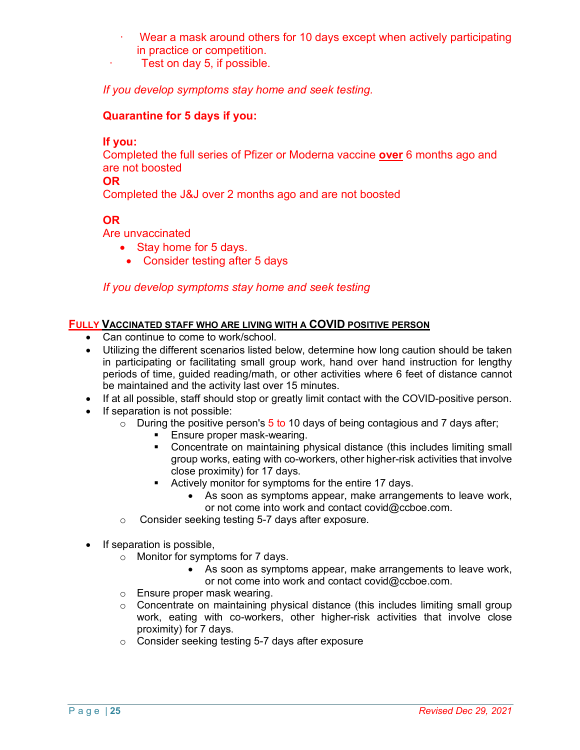- Wear a mask around others for 10 days except when actively participating in practice or competition.
- Test on day 5, if possible.

*If you develop symptoms stay home and seek testing.*

**Quarantine for 5 days if you:**

**If you:**
Completed the full series of Pfizer or Moderna vaccine **over** 6 months ago and are not boosted
**OR**
Completed the J&J over 2 months ago and are not boosted

**OR**
Are unvaccinated

- Stay home for 5 days.
- Consider testing after 5 days

*If you develop symptoms stay home and seek testing*

### FULLY VACCINATED STAFF WHO ARE LIVING WITH A COVID POSITIVE PERSON

- Can continue to come to work/school.
- Utilizing the different scenarios listed below, determine how long caution should be taken in participating or facilitating small group work, hand over hand instruction for lengthy periods of time, guided reading/math, or other activities where 6 feet of distance cannot be maintained and the activity last over 15 minutes.
- If at all possible, staff should stop or greatly limit contact with the COVID-positive person.
- If separation is not possible:
  - During the positive person's 5 to 10 days of being contagious and 7 days after;
    - Ensure proper mask-wearing.
    - Concentrate on maintaining physical distance (this includes limiting small group works, eating with co-workers, other higher-risk activities that involve close proximity) for 17 days.
    - Actively monitor for symptoms for the entire 17 days.
      - As soon as symptoms appear, make arrangements to leave work, or not come into work and contact covid@ccboe.com.
  - Consider seeking testing 5-7 days after exposure.

- If separation is possible,
  - Monitor for symptoms for 7 days.
    - As soon as symptoms appear, make arrangements to leave work, or not come into work and contact covid@ccboe.com.
  - Ensure proper mask wearing.
  - Concentrate on maintaining physical distance (this includes limiting small group work, eating with co-workers, other higher-risk activities that involve close proximity) for 7 days.
  - Consider seeking testing 5-7 days after exposure

*Revised Dec 29, 2021*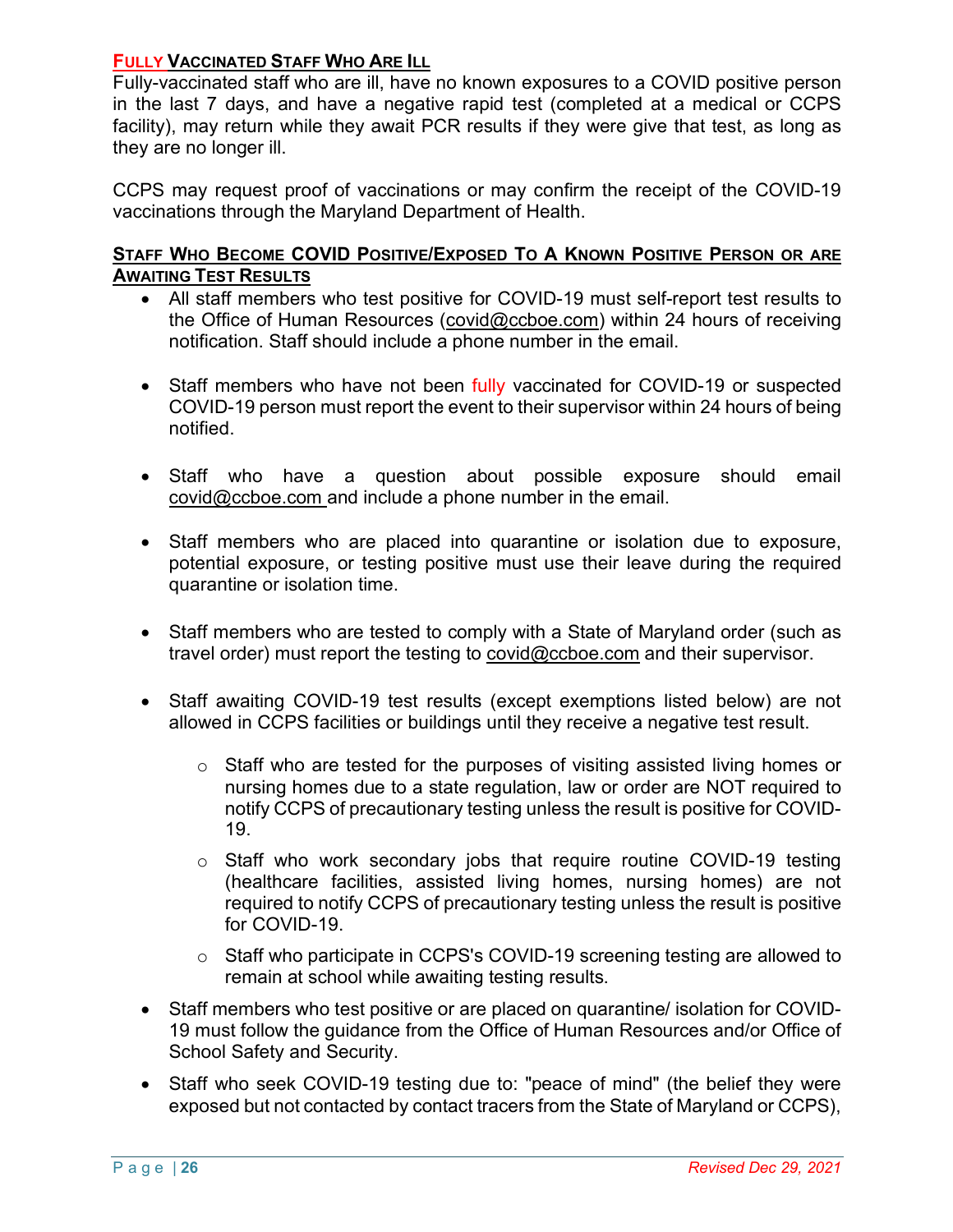### FULLY VACCINATED STAFF WHO ARE ILL

Fully-vaccinated staff who are ill, have no known exposures to a COVID positive person in the last 7 days, and have a negative rapid test (completed at a medical or CCPS facility), may return while they await PCR results if they were give that test, as long as they are no longer ill.

CCPS may request proof of vaccinations or may confirm the receipt of the COVID-19 vaccinations through the Maryland Department of Health.

### STAFF WHO BECOME COVID POSITIVE/EXPOSED TO A KNOWN POSITIVE PERSON OR ARE AWAITING TEST RESULTS

- All staff members who test positive for COVID-19 must self-report test results to the Office of Human Resources (covid@ccboe.com) within 24 hours of receiving notification. Staff should include a phone number in the email.

- Staff members who have not been fully vaccinated for COVID-19 or suspected COVID-19 person must report the event to their supervisor within 24 hours of being notified.

- Staff who have a question about possible exposure should email covid@ccboe.com and include a phone number in the email.

- Staff members who are placed into quarantine or isolation due to exposure, potential exposure, or testing positive must use their leave during the required quarantine or isolation time.

- Staff members who are tested to comply with a State of Maryland order (such as travel order) must report the testing to covid@ccboe.com and their supervisor.

- Staff awaiting COVID-19 test results (except exemptions listed below) are not allowed in CCPS facilities or buildings until they receive a negative test result.

    - Staff who are tested for the purposes of visiting assisted living homes or nursing homes due to a state regulation, law or order are NOT required to notify CCPS of precautionary testing unless the result is positive for COVID-19.

    - Staff who work secondary jobs that require routine COVID-19 testing (healthcare facilities, assisted living homes, nursing homes) are not required to notify CCPS of precautionary testing unless the result is positive for COVID-19.

    - Staff who participate in CCPS's COVID-19 screening testing are allowed to remain at school while awaiting testing results.

- Staff members who test positive or are placed on quarantine/ isolation for COVID-19 must follow the guidance from the Office of Human Resources and/or Office of School Safety and Security.

- Staff who seek COVID-19 testing due to: "peace of mind" (the belief they were exposed but not contacted by contact tracers from the State of Maryland or CCPS),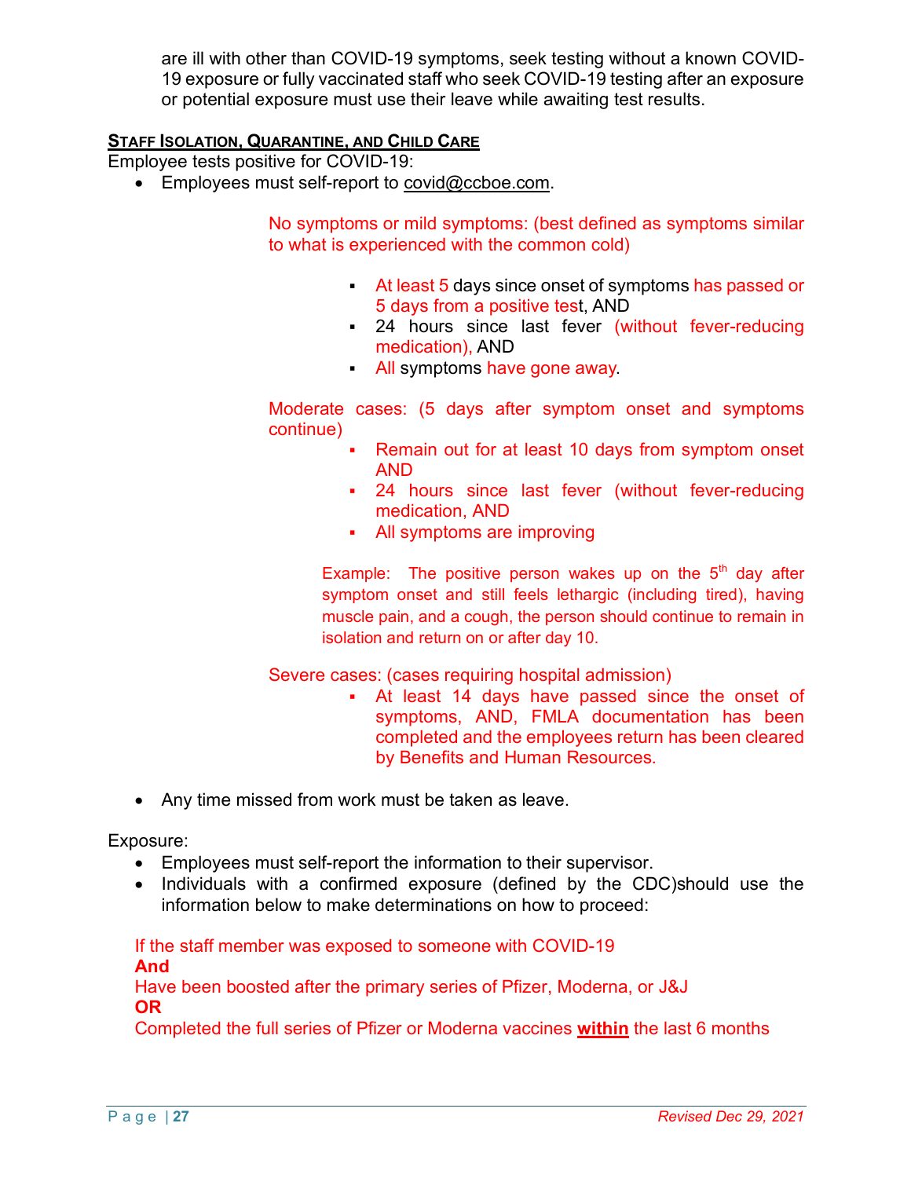are ill with other than COVID-19 symptoms, seek testing without a known COVID-19 exposure or fully vaccinated staff who seek COVID-19 testing after an exposure or potential exposure must use their leave while awaiting test results.

**<u>STAFF ISOLATION, QUARANTINE, AND CHILD CARE</u>**

Employee tests positive for COVID-19:

- Employees must self-report to covid@ccboe.com.

No symptoms or mild symptoms: (best defined as symptoms similar to what is experienced with the common cold)

- At least 5 days since onset of symptoms has passed or 5 days from a positive test, AND
- 24 hours since last fever (without fever-reducing medication), AND
- All symptoms have gone away.

Moderate cases: (5 days after symptom onset and symptoms continue)

- Remain out for at least 10 days from symptom onset AND
- 24 hours since last fever (without fever-reducing medication, AND
- All symptoms are improving

Example: The positive person wakes up on the 5th day after symptom onset and still feels lethargic (including tired), having muscle pain, and a cough, the person should continue to remain in isolation and return on or after day 10.

Severe cases: (cases requiring hospital admission)

- At least 14 days have passed since the onset of symptoms, AND, FMLA documentation has been completed and the employees return has been cleared by Benefits and Human Resources.

- Any time missed from work must be taken as leave.

Exposure:

- Employees must self-report the information to their supervisor.
- Individuals with a confirmed exposure (defined by the CDC)should use the information below to make determinations on how to proceed:

If the staff member was exposed to someone with COVID-19
**And**
Have been boosted after the primary series of Pfizer, Moderna, or J&J
**OR**
Completed the full series of Pfizer or Moderna vaccines **<u>within</u>** the last 6 months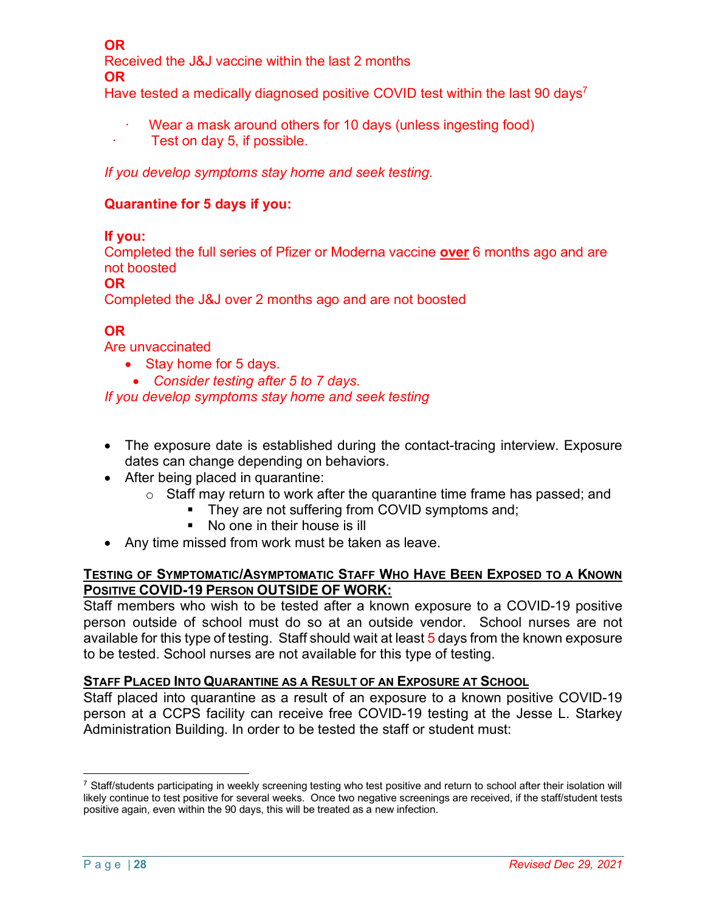**OR**

Received the J&J vaccine within the last 2 months

**OR**

Have tested a medically diagnosed positive COVID test within the last 90 days[7]

- Wear a mask around others for 10 days (unless ingesting food)
- Test on day 5, if possible.

*If you develop symptoms stay home and seek testing.*

**Quarantine for 5 days if you:**

**If you:**

Completed the full series of Pfizer or Moderna vaccine **over** 6 months ago and are not boosted

**OR**

Completed the J&J over 2 months ago and are not boosted

**OR**

Are unvaccinated

- Stay home for 5 days.
- *Consider testing after 5 to 7 days.*

*If you develop symptoms stay home and seek testing*

- The exposure date is established during the contact-tracing interview. Exposure dates can change depending on behaviors.
- After being placed in quarantine:
  - Staff may return to work after the quarantine time frame has passed; and
    - They are not suffering from COVID symptoms and;
    - No one in their house is ill
- Any time missed from work must be taken as leave.

**TESTING OF SYMPTOMATIC/ASYMPTOMATIC STAFF WHO HAVE BEEN EXPOSED TO A KNOWN POSITIVE COVID-19 PERSON OUTSIDE OF WORK:**

Staff members who wish to be tested after a known exposure to a COVID-19 positive person outside of school must do so at an outside vendor. School nurses are not available for this type of testing. Staff should wait at least 5 days from the known exposure to be tested. School nurses are not available for this type of testing.

**STAFF PLACED INTO QUARANTINE AS A RESULT OF AN EXPOSURE AT SCHOOL**

Staff placed into quarantine as a result of an exposure to a known positive COVID-19 person at a CCPS facility can receive free COVID-19 testing at the Jesse L. Starkey Administration Building. In order to be tested the staff or student must:

[7] Staff/students participating in weekly screening testing who test positive and return to school after their isolation will likely continue to test positive for several weeks. Once two negative screenings are received, if the staff/student tests positive again, even within the 90 days, this will be treated as a new infection.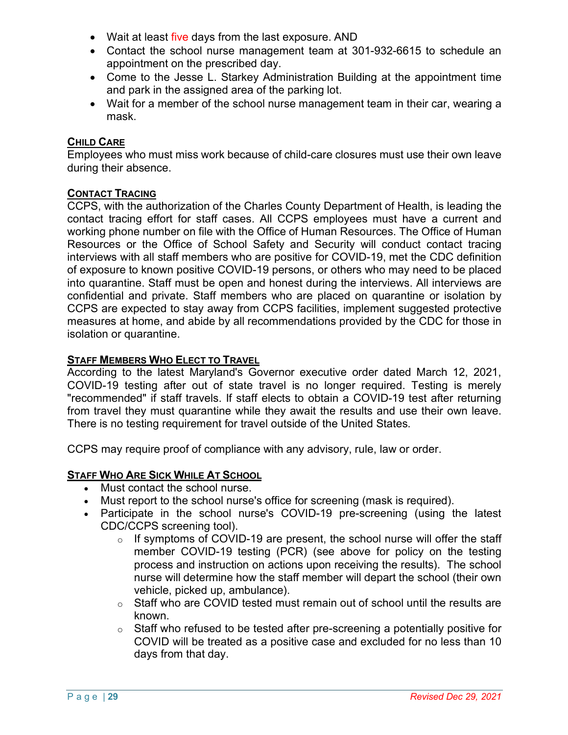- Wait at least five days from the last exposure. AND
- Contact the school nurse management team at 301-932-6615 to schedule an appointment on the prescribed day.
- Come to the Jesse L. Starkey Administration Building at the appointment time and park in the assigned area of the parking lot.
- Wait for a member of the school nurse management team in their car, wearing a mask.

## Child Care

Employees who must miss work because of child-care closures must use their own leave during their absence.

## Contact Tracing

CCPS, with the authorization of the Charles County Department of Health, is leading the contact tracing effort for staff cases. All CCPS employees must have a current and working phone number on file with the Office of Human Resources. The Office of Human Resources or the Office of School Safety and Security will conduct contact tracing interviews with all staff members who are positive for COVID-19, met the CDC definition of exposure to known positive COVID-19 persons, or others who may need to be placed into quarantine. Staff must be open and honest during the interviews. All interviews are confidential and private. Staff members who are placed on quarantine or isolation by CCPS are expected to stay away from CCPS facilities, implement suggested protective measures at home, and abide by all recommendations provided by the CDC for those in isolation or quarantine.

## Staff Members Who Elect to Travel

According to the latest Maryland's Governor executive order dated March 12, 2021, COVID-19 testing after out of state travel is no longer required. Testing is merely "recommended" if staff travels. If staff elects to obtain a COVID-19 test after returning from travel they must quarantine while they await the results and use their own leave. There is no testing requirement for travel outside of the United States.

CCPS may require proof of compliance with any advisory, rule, law or order.

## Staff Who Are Sick While At School

- Must contact the school nurse.
- Must report to the school nurse's office for screening (mask is required).
- Participate in the school nurse's COVID-19 pre-screening (using the latest CDC/CCPS screening tool).
  - If symptoms of COVID-19 are present, the school nurse will offer the staff member COVID-19 testing (PCR) (see above for policy on the testing process and instruction on actions upon receiving the results). The school nurse will determine how the staff member will depart the school (their own vehicle, picked up, ambulance).
  - Staff who are COVID tested must remain out of school until the results are known.
  - Staff who refused to be tested after pre-screening a potentially positive for COVID will be treated as a positive case and excluded for no less than 10 days from that day.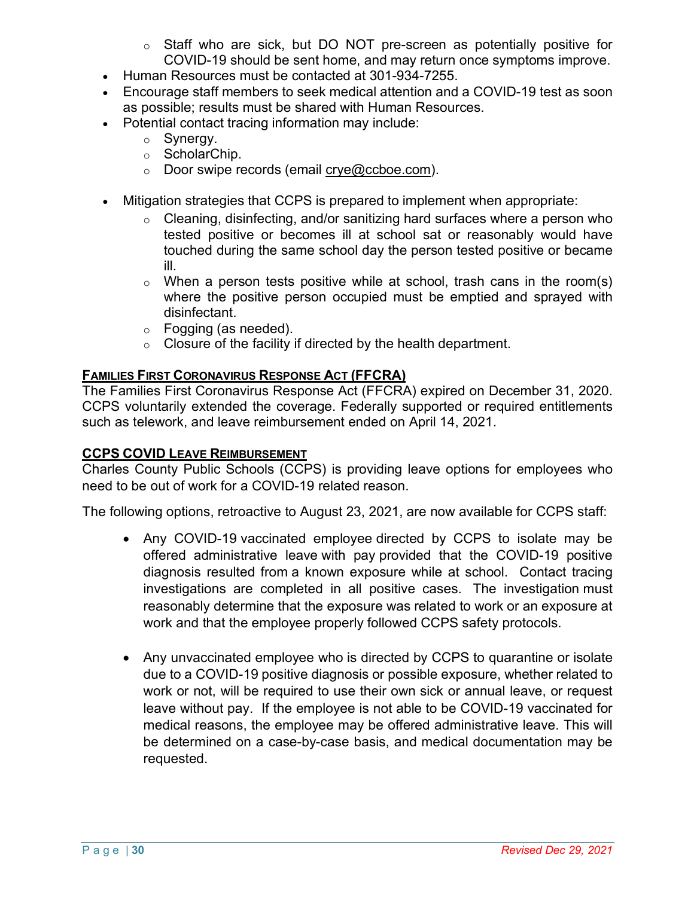- Staff who are sick, but DO NOT pre-screen as potentially positive for COVID-19 should be sent home, and may return once symptoms improve.

- Human Resources must be contacted at 301-934-7255.
- Encourage staff members to seek medical attention and a COVID-19 test as soon as possible; results must be shared with Human Resources.
- Potential contact tracing information may include:
  - Synergy.
  - ScholarChip.
  - Door swipe records (email crye@ccboe.com).

- Mitigation strategies that CCPS is prepared to implement when appropriate:
  - Cleaning, disinfecting, and/or sanitizing hard surfaces where a person who tested positive or becomes ill at school sat or reasonably would have touched during the same school day the person tested positive or became ill.
  - When a person tests positive while at school, trash cans in the room(s) where the positive person occupied must be emptied and sprayed with disinfectant.
  - Fogging (as needed).
  - Closure of the facility if directed by the health department.

## FAMILIES FIRST CORONAVIRUS RESPONSE ACT (FFCRA)

The Families First Coronavirus Response Act (FFCRA) expired on December 31, 2020. CCPS voluntarily extended the coverage. Federally supported or required entitlements such as telework, and leave reimbursement ended on April 14, 2021.

## CCPS COVID LEAVE REIMBURSEMENT

Charles County Public Schools (CCPS) is providing leave options for employees who need to be out of work for a COVID-19 related reason.

The following options, retroactive to August 23, 2021, are now available for CCPS staff:

- Any COVID-19 vaccinated employee directed by CCPS to isolate may be offered administrative leave with pay provided that the COVID-19 positive diagnosis resulted from a known exposure while at school. Contact tracing investigations are completed in all positive cases. The investigation must reasonably determine that the exposure was related to work or an exposure at work and that the employee properly followed CCPS safety protocols.

- Any unvaccinated employee who is directed by CCPS to quarantine or isolate due to a COVID-19 positive diagnosis or possible exposure, whether related to work or not, will be required to use their own sick or annual leave, or request leave without pay. If the employee is not able to be COVID-19 vaccinated for medical reasons, the employee may be offered administrative leave. This will be determined on a case-by-case basis, and medical documentation may be requested.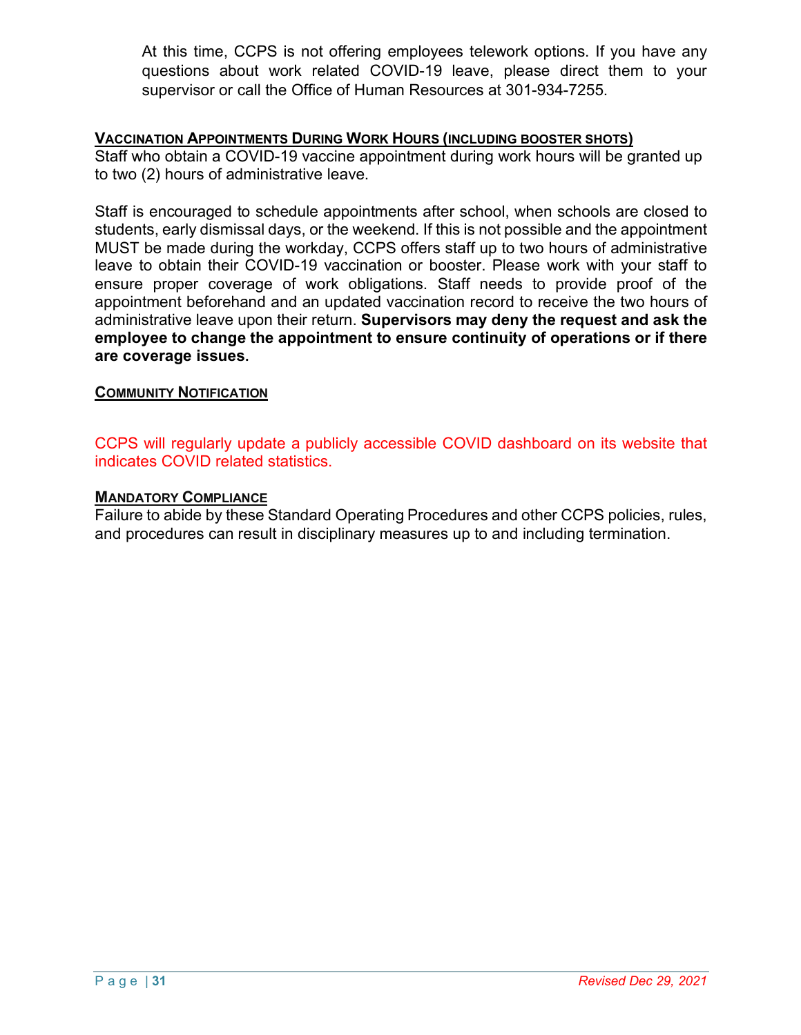At this time, CCPS is not offering employees telework options. If you have any questions about work related COVID-19 leave, please direct them to your supervisor or call the Office of Human Resources at 301-934-7255.

## Vaccination Appointments During Work Hours (including booster shots)

Staff who obtain a COVID-19 vaccine appointment during work hours will be granted up to two (2) hours of administrative leave.

Staff is encouraged to schedule appointments after school, when schools are closed to students, early dismissal days, or the weekend. If this is not possible and the appointment MUST be made during the workday, CCPS offers staff up to two hours of administrative leave to obtain their COVID-19 vaccination or booster. Please work with your staff to ensure proper coverage of work obligations. Staff needs to provide proof of the appointment beforehand and an updated vaccination record to receive the two hours of administrative leave upon their return. **Supervisors may deny the request and ask the employee to change the appointment to ensure continuity of operations or if there are coverage issues.**

## Community Notification

CCPS will regularly update a publicly accessible COVID dashboard on its website that indicates COVID related statistics.

## Mandatory Compliance

Failure to abide by these Standard Operating Procedures and other CCPS policies, rules, and procedures can result in disciplinary measures up to and including termination.